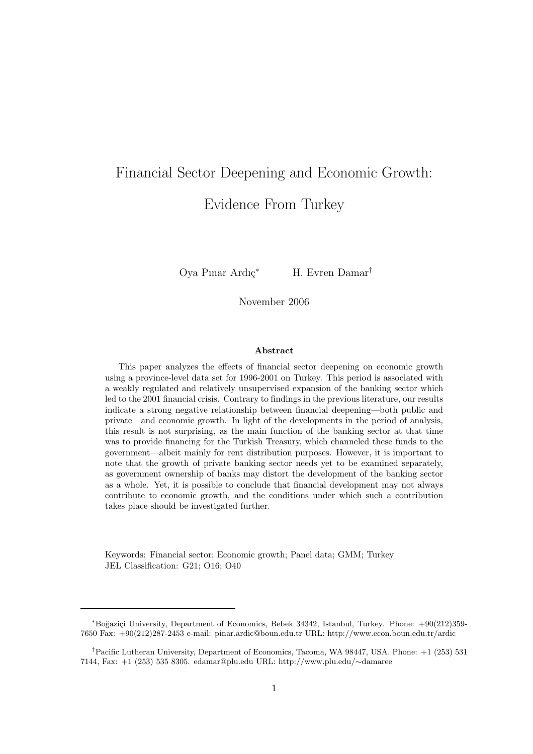# Financial Sector Deepening and Economic Growth: Evidence From Turkey

Oya Pınar Ardıç[*] H. Evren Damar[†]

November 2006

### Abstract

This paper analyzes the effects of financial sector deepening on economic growth using a province-level data set for 1996-2001 on Turkey. This period is associated with a weakly regulated and relatively unsupervised expansion of the banking sector which led to the 2001 financial crisis. Contrary to findings in the previous literature, our results indicate a strong negative relationship between financial deepening—both public and private—and economic growth. In light of the developments in the period of analysis, this result is not surprising, as the main function of the banking sector at that time was to provide financing for the Turkish Treasury, which channeled these funds to the government—albeit mainly for rent distribution purposes. However, it is important to note that the growth of private banking sector needs yet to be examined separately, as government ownership of banks may distort the development of the banking sector as a whole. Yet, it is possible to conclude that financial development may not always contribute to economic growth, and the conditions under which such a contribution takes place should be investigated further.

Keywords: Financial sector; Economic growth; Panel data; GMM; Turkey
JEL Classification: G21; O16; O40

---

[*] Boğaziçi University, Department of Economics, Bebek 34342, Istanbul, Turkey. Phone: +90(212)359-7650 Fax: +90(212)287-2453 e-mail: pinar.ardic@boun.edu.tr URL: http://www.econ.boun.edu.tr/ardic

[†] Pacific Lutheran University, Department of Economics, Tacoma, WA 98447, USA. Phone: +1 (253) 531 7144, Fax: +1 (253) 535 8305. edamar@plu.edu URL: http://www.plu.edu/∼damaree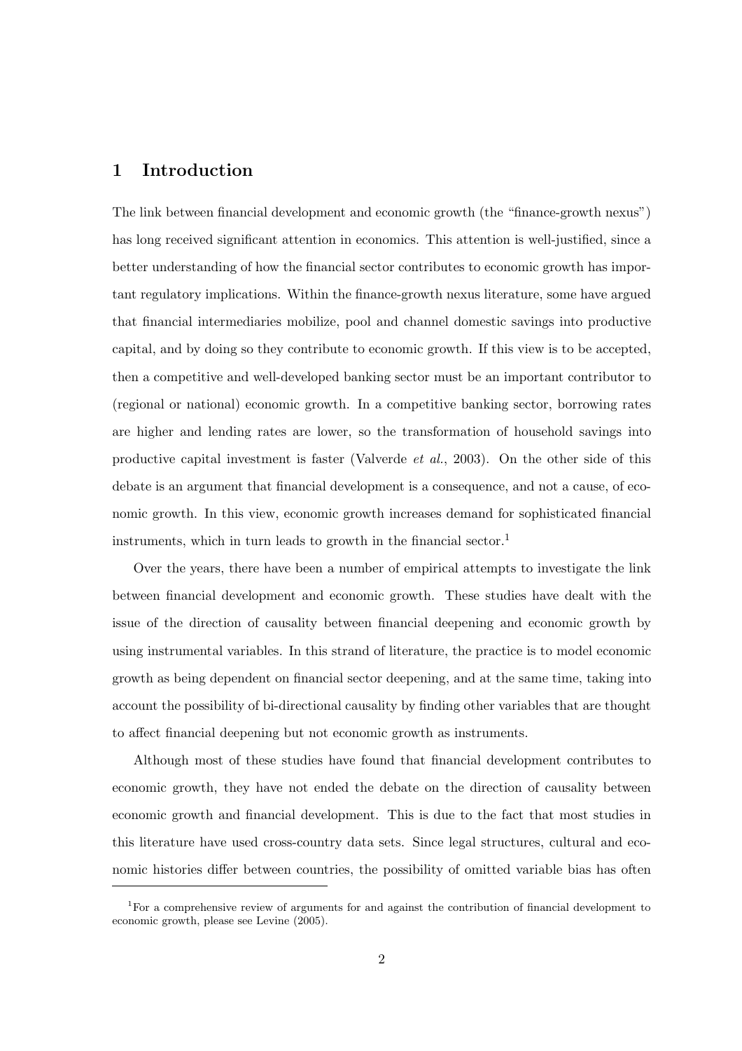# 1 Introduction

The link between financial development and economic growth (the "finance-growth nexus") has long received significant attention in economics. This attention is well-justified, since a better understanding of how the financial sector contributes to economic growth has important regulatory implications. Within the finance-growth nexus literature, some have argued that financial intermediaries mobilize, pool and channel domestic savings into productive capital, and by doing so they contribute to economic growth. If this view is to be accepted, then a competitive and well-developed banking sector must be an important contributor to (regional or national) economic growth. In a competitive banking sector, borrowing rates are higher and lending rates are lower, so the transformation of household savings into productive capital investment is faster (Valverde *et al.*, 2003). On the other side of this debate is an argument that financial development is a consequence, and not a cause, of economic growth. In this view, economic growth increases demand for sophisticated financial instruments, which in turn leads to growth in the financial sector.[1]

Over the years, there have been a number of empirical attempts to investigate the link between financial development and economic growth. These studies have dealt with the issue of the direction of causality between financial deepening and economic growth by using instrumental variables. In this strand of literature, the practice is to model economic growth as being dependent on financial sector deepening, and at the same time, taking into account the possibility of bi-directional causality by finding other variables that are thought to affect financial deepening but not economic growth as instruments.

Although most of these studies have found that financial development contributes to economic growth, they have not ended the debate on the direction of causality between economic growth and financial development. This is due to the fact that most studies in this literature have used cross-country data sets. Since legal structures, cultural and economic histories differ between countries, the possibility of omitted variable bias has often

[1] For a comprehensive review of arguments for and against the contribution of financial development to economic growth, please see Levine (2005).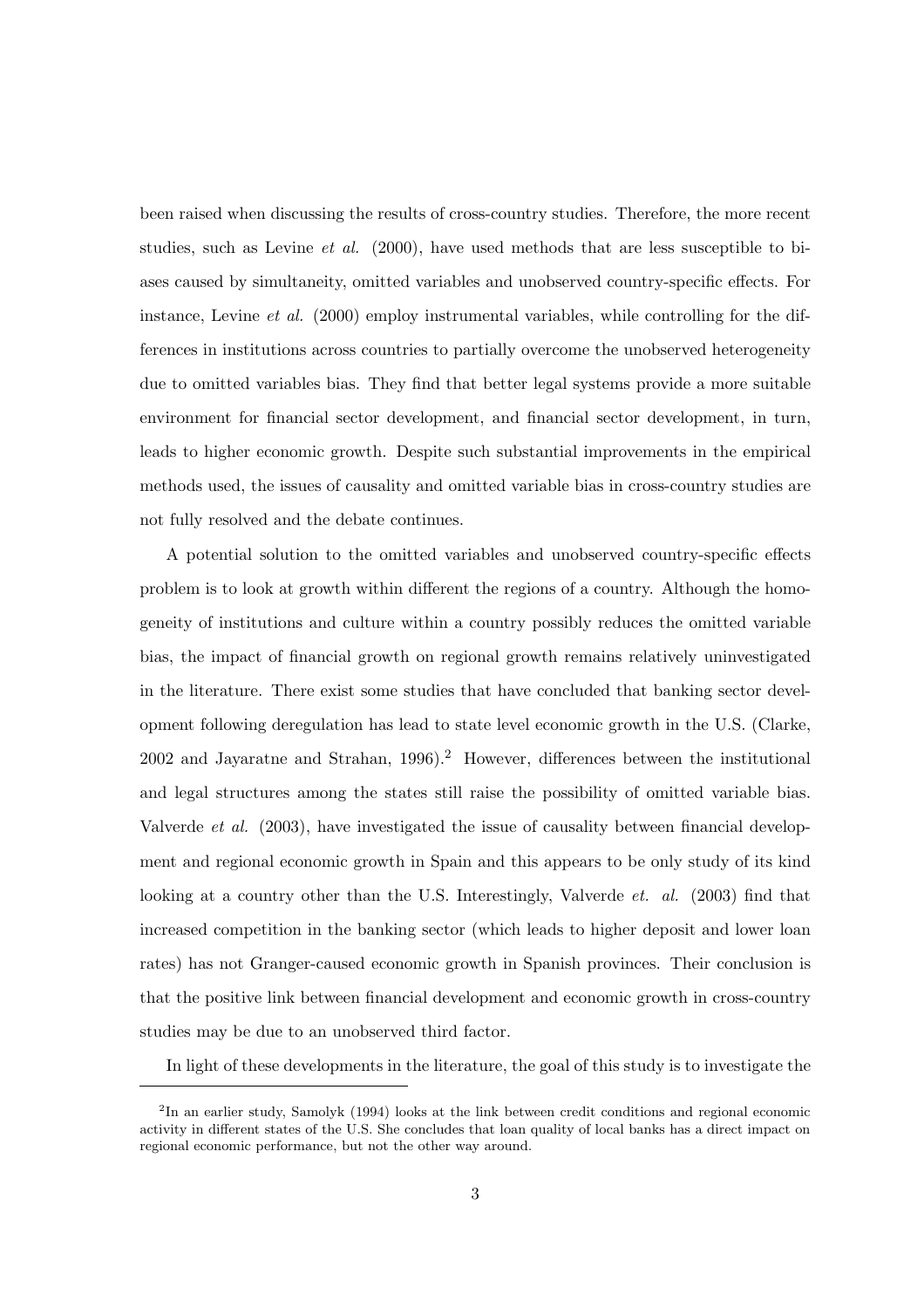been raised when discussing the results of cross-country studies. Therefore, the more recent studies, such as Levine *et al.* (2000), have used methods that are less susceptible to biases caused by simultaneity, omitted variables and unobserved country-specific effects. For instance, Levine *et al.* (2000) employ instrumental variables, while controlling for the differences in institutions across countries to partially overcome the unobserved heterogeneity due to omitted variables bias. They find that better legal systems provide a more suitable environment for financial sector development, and financial sector development, in turn, leads to higher economic growth. Despite such substantial improvements in the empirical methods used, the issues of causality and omitted variable bias in cross-country studies are not fully resolved and the debate continues.

A potential solution to the omitted variables and unobserved country-specific effects problem is to look at growth within different the regions of a country. Although the homogeneity of institutions and culture within a country possibly reduces the omitted variable bias, the impact of financial growth on regional growth remains relatively uninvestigated in the literature. There exist some studies that have concluded that banking sector development following deregulation has lead to state level economic growth in the U.S. (Clarke, 2002 and Jayaratne and Strahan, 1996).[2] However, differences between the institutional and legal structures among the states still raise the possibility of omitted variable bias. Valverde *et al.* (2003), have investigated the issue of causality between financial development and regional economic growth in Spain and this appears to be only study of its kind looking at a country other than the U.S. Interestingly, Valverde *et. al.* (2003) find that increased competition in the banking sector (which leads to higher deposit and lower loan rates) has not Granger-caused economic growth in Spanish provinces. Their conclusion is that the positive link between financial development and economic growth in cross-country studies may be due to an unobserved third factor.

In light of these developments in the literature, the goal of this study is to investigate the

[2] In an earlier study, Samolyk (1994) looks at the link between credit conditions and regional economic activity in different states of the U.S. She concludes that loan quality of local banks has a direct impact on regional economic performance, but not the other way around.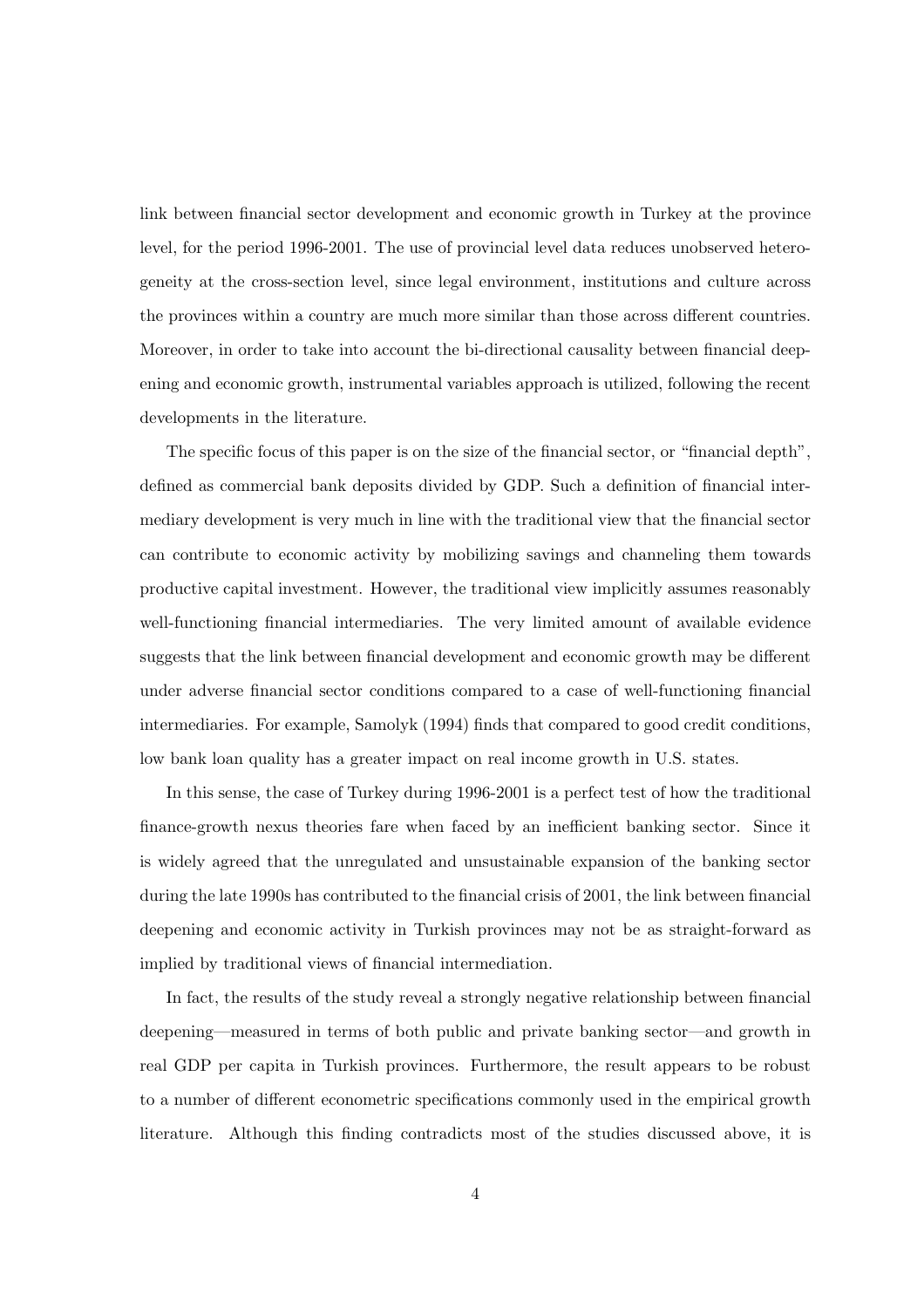link between financial sector development and economic growth in Turkey at the province level, for the period 1996-2001. The use of provincial level data reduces unobserved heterogeneity at the cross-section level, since legal environment, institutions and culture across the provinces within a country are much more similar than those across different countries. Moreover, in order to take into account the bi-directional causality between financial deepening and economic growth, instrumental variables approach is utilized, following the recent developments in the literature.

The specific focus of this paper is on the size of the financial sector, or "financial depth", defined as commercial bank deposits divided by GDP. Such a definition of financial intermediary development is very much in line with the traditional view that the financial sector can contribute to economic activity by mobilizing savings and channeling them towards productive capital investment. However, the traditional view implicitly assumes reasonably well-functioning financial intermediaries. The very limited amount of available evidence suggests that the link between financial development and economic growth may be different under adverse financial sector conditions compared to a case of well-functioning financial intermediaries. For example, Samolyk (1994) finds that compared to good credit conditions, low bank loan quality has a greater impact on real income growth in U.S. states.

In this sense, the case of Turkey during 1996-2001 is a perfect test of how the traditional finance-growth nexus theories fare when faced by an inefficient banking sector. Since it is widely agreed that the unregulated and unsustainable expansion of the banking sector during the late 1990s has contributed to the financial crisis of 2001, the link between financial deepening and economic activity in Turkish provinces may not be as straight-forward as implied by traditional views of financial intermediation.

In fact, the results of the study reveal a strongly negative relationship between financial deepening—measured in terms of both public and private banking sector—and growth in real GDP per capita in Turkish provinces. Furthermore, the result appears to be robust to a number of different econometric specifications commonly used in the empirical growth literature. Although this finding contradicts most of the studies discussed above, it is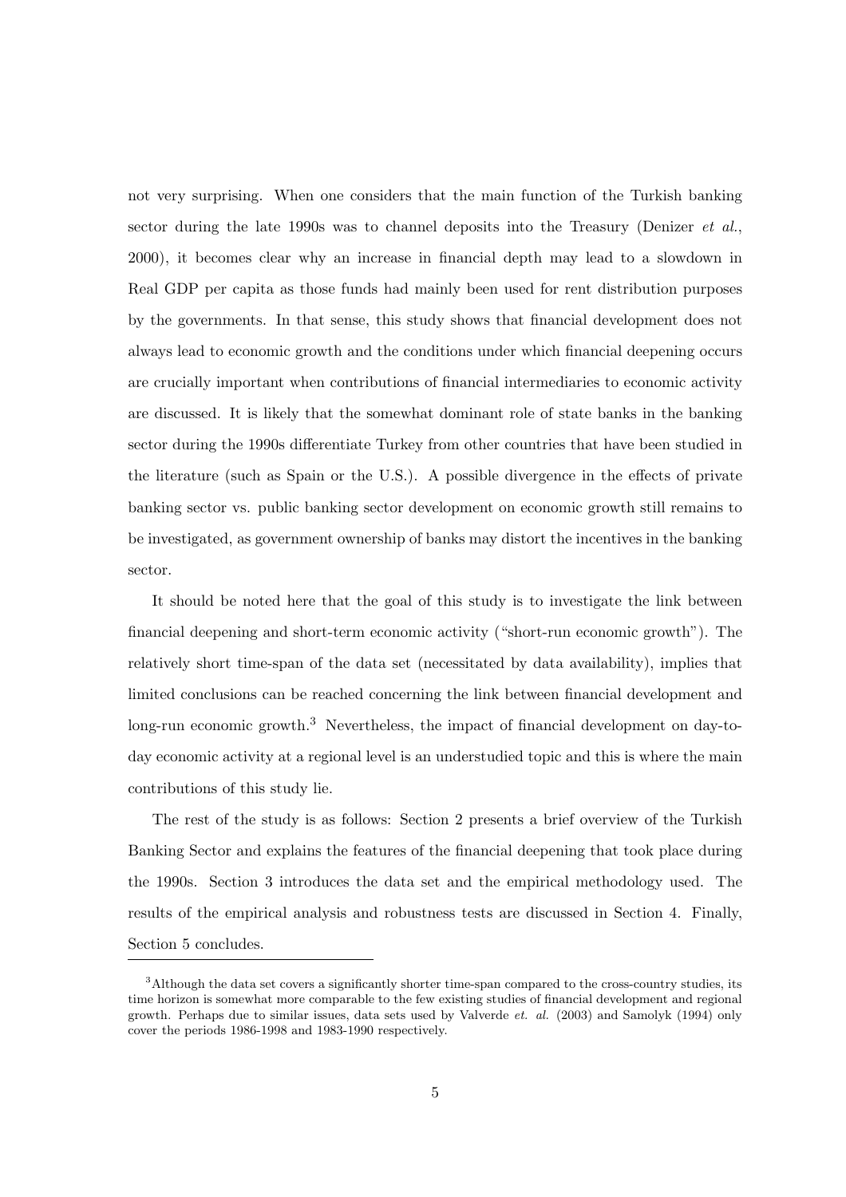not very surprising. When one considers that the main function of the Turkish banking sector during the late 1990s was to channel deposits into the Treasury (Denizer *et al.*, 2000), it becomes clear why an increase in financial depth may lead to a slowdown in Real GDP per capita as those funds had mainly been used for rent distribution purposes by the governments. In that sense, this study shows that financial development does not always lead to economic growth and the conditions under which financial deepening occurs are crucially important when contributions of financial intermediaries to economic activity are discussed. It is likely that the somewhat dominant role of state banks in the banking sector during the 1990s differentiate Turkey from other countries that have been studied in the literature (such as Spain or the U.S.). A possible divergence in the effects of private banking sector vs. public banking sector development on economic growth still remains to be investigated, as government ownership of banks may distort the incentives in the banking sector.

It should be noted here that the goal of this study is to investigate the link between financial deepening and short-term economic activity ("short-run economic growth"). The relatively short time-span of the data set (necessitated by data availability), implies that limited conclusions can be reached concerning the link between financial development and long-run economic growth.[3] Nevertheless, the impact of financial development on day-to-day economic activity at a regional level is an understudied topic and this is where the main contributions of this study lie.

The rest of the study is as follows: Section 2 presents a brief overview of the Turkish Banking Sector and explains the features of the financial deepening that took place during the 1990s. Section 3 introduces the data set and the empirical methodology used. The results of the empirical analysis and robustness tests are discussed in Section 4. Finally, Section 5 concludes.

---

[3] Although the data set covers a significantly shorter time-span compared to the cross-country studies, its time horizon is somewhat more comparable to the few existing studies of financial development and regional growth. Perhaps due to similar issues, data sets used by Valverde *et. al.* (2003) and Samolyk (1994) only cover the periods 1986-1998 and 1983-1990 respectively.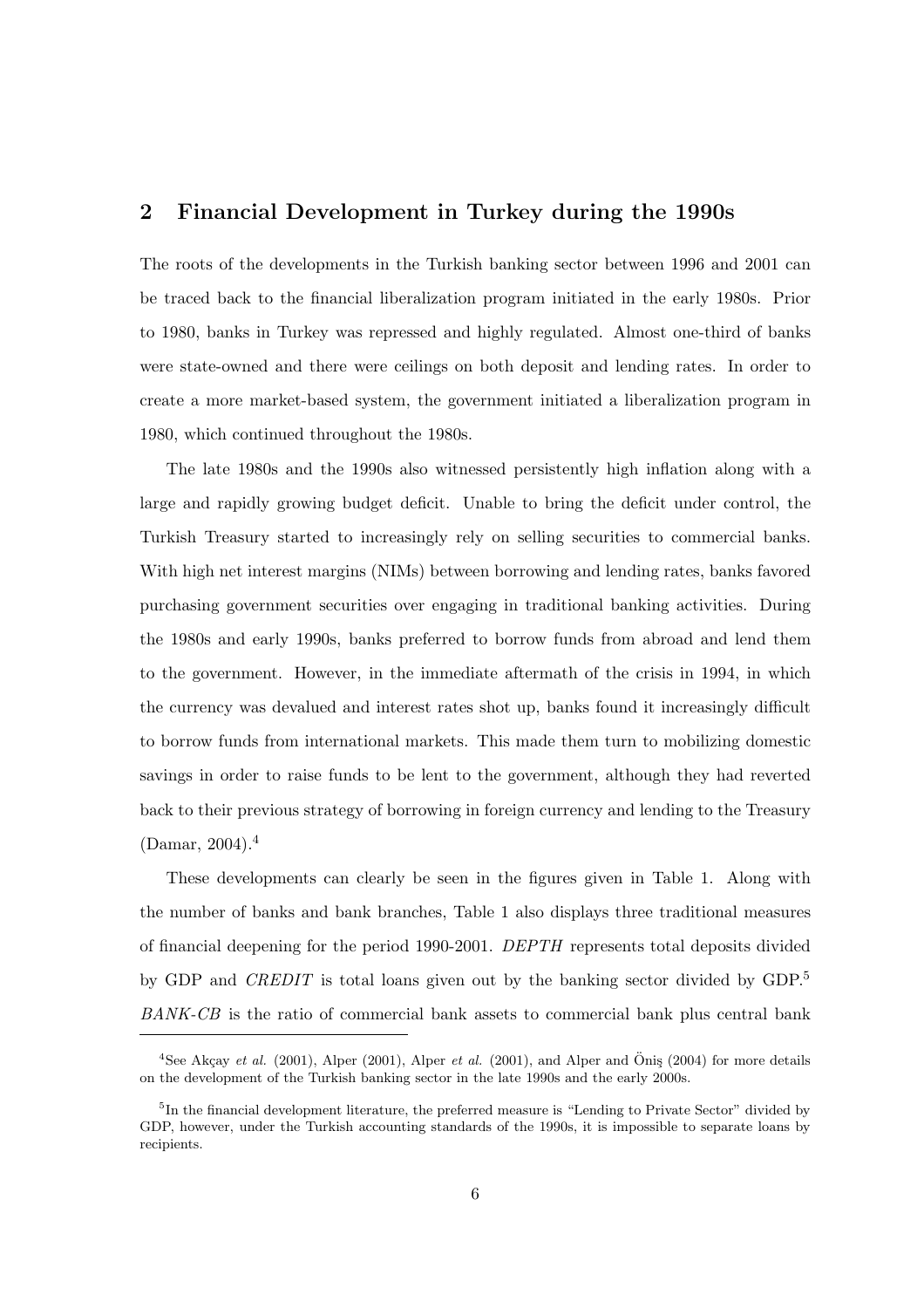## 2 Financial Development in Turkey during the 1990s

The roots of the developments in the Turkish banking sector between 1996 and 2001 can be traced back to the financial liberalization program initiated in the early 1980s. Prior to 1980, banks in Turkey was repressed and highly regulated. Almost one-third of banks were state-owned and there were ceilings on both deposit and lending rates. In order to create a more market-based system, the government initiated a liberalization program in 1980, which continued throughout the 1980s.

The late 1980s and the 1990s also witnessed persistently high inflation along with a large and rapidly growing budget deficit. Unable to bring the deficit under control, the Turkish Treasury started to increasingly rely on selling securities to commercial banks. With high net interest margins (NIMs) between borrowing and lending rates, banks favored purchasing government securities over engaging in traditional banking activities. During the 1980s and early 1990s, banks preferred to borrow funds from abroad and lend them to the government. However, in the immediate aftermath of the crisis in 1994, in which the currency was devalued and interest rates shot up, banks found it increasingly difficult to borrow funds from international markets. This made them turn to mobilizing domestic savings in order to raise funds to be lent to the government, although they had reverted back to their previous strategy of borrowing in foreign currency and lending to the Treasury (Damar, 2004).[4]

These developments can clearly be seen in the figures given in Table 1. Along with the number of banks and bank branches, Table 1 also displays three traditional measures of financial deepening for the period 1990-2001. *DEPTH* represents total deposits divided by GDP and *CREDIT* is total loans given out by the banking sector divided by GDP.[5] *BANK-CB* is the ratio of commercial bank assets to commercial bank plus central bank

---

[4]See Akçay *et al.* (2001), Alper (2001), Alper *et al.* (2001), and Alper and Öniş (2004) for more details on the development of the Turkish banking sector in the late 1990s and the early 2000s.

[5]In the financial development literature, the preferred measure is "Lending to Private Sector" divided by GDP, however, under the Turkish accounting standards of the 1990s, it is impossible to separate loans by recipients.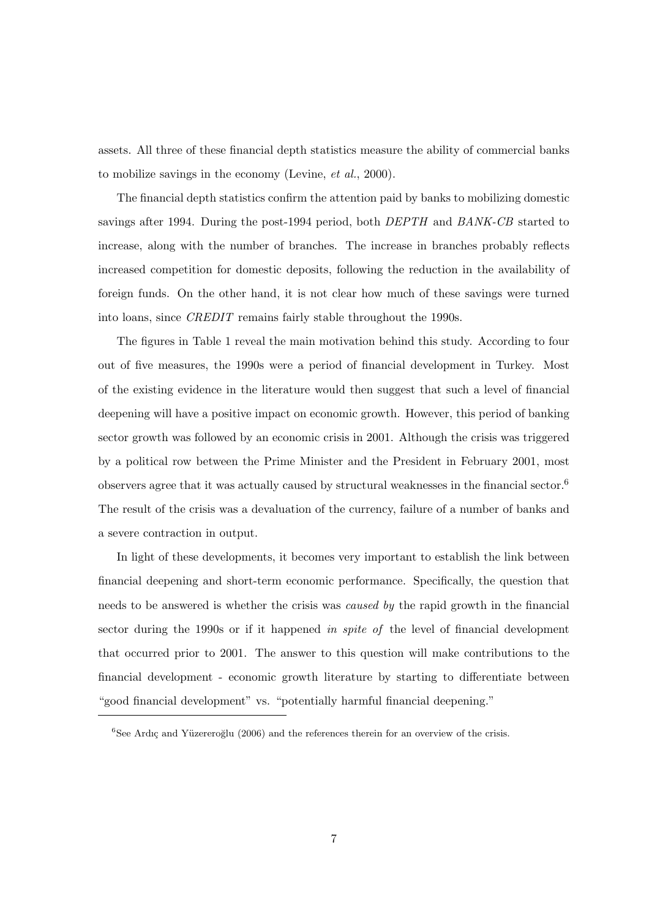assets. All three of these financial depth statistics measure the ability of commercial banks to mobilize savings in the economy (Levine, *et al.*, 2000).

The financial depth statistics confirm the attention paid by banks to mobilizing domestic savings after 1994. During the post-1994 period, both *DEPTH* and *BANK-CB* started to increase, along with the number of branches. The increase in branches probably reflects increased competition for domestic deposits, following the reduction in the availability of foreign funds. On the other hand, it is not clear how much of these savings were turned into loans, since *CREDIT* remains fairly stable throughout the 1990s.

The figures in Table 1 reveal the main motivation behind this study. According to four out of five measures, the 1990s were a period of financial development in Turkey. Most of the existing evidence in the literature would then suggest that such a level of financial deepening will have a positive impact on economic growth. However, this period of banking sector growth was followed by an economic crisis in 2001. Although the crisis was triggered by a political row between the Prime Minister and the President in February 2001, most observers agree that it was actually caused by structural weaknesses in the financial sector.[6] The result of the crisis was a devaluation of the currency, failure of a number of banks and a severe contraction in output.

In light of these developments, it becomes very important to establish the link between financial deepening and short-term economic performance. Specifically, the question that needs to be answered is whether the crisis was *caused by* the rapid growth in the financial sector during the 1990s or if it happened *in spite of* the level of financial development that occurred prior to 2001. The answer to this question will make contributions to the financial development - economic growth literature by starting to differentiate between "good financial development" vs. "potentially harmful financial deepening."

[6] See Ardıç and Yüzereroğlu (2006) and the references therein for an overview of the crisis.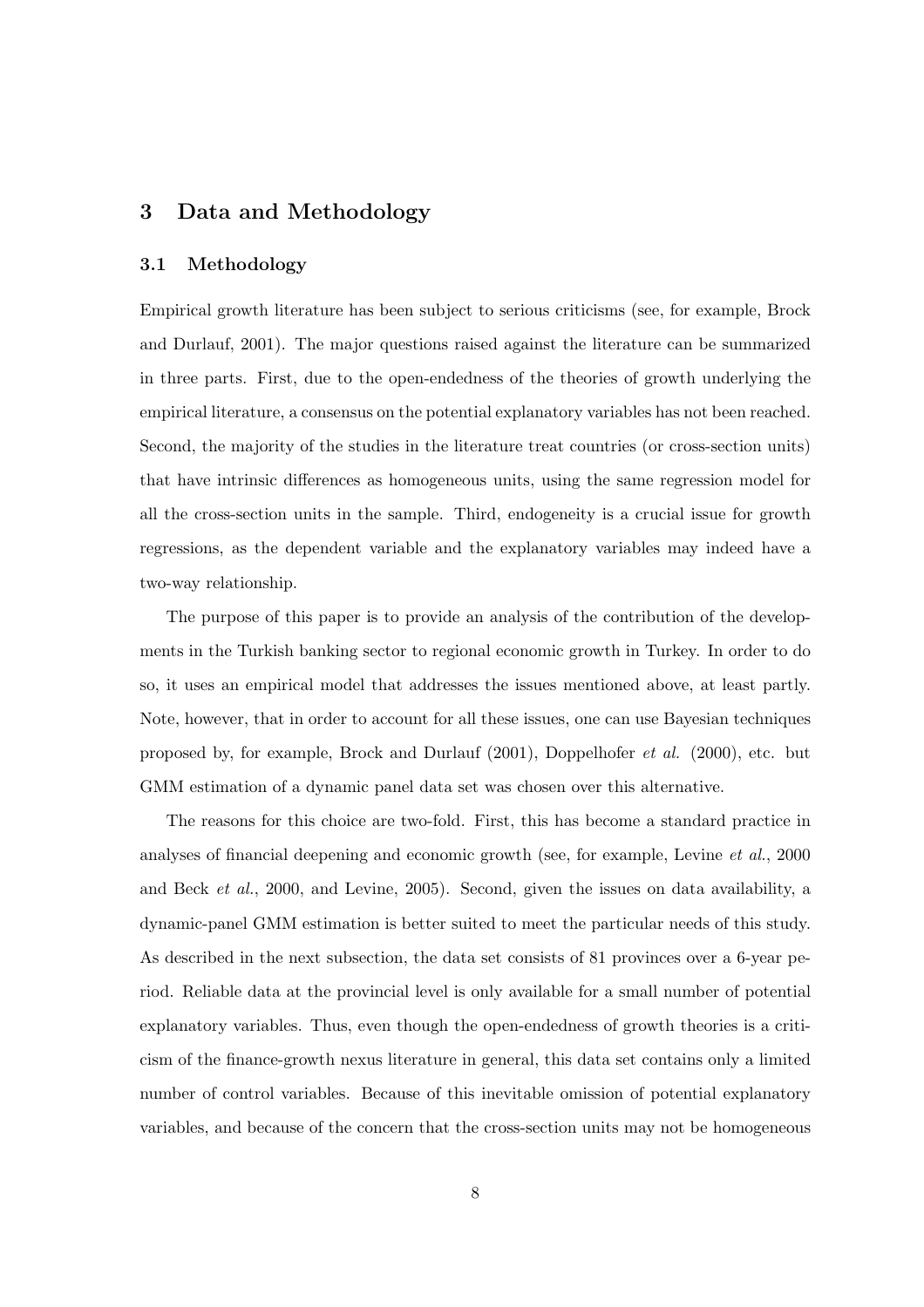## 3 Data and Methodology

### 3.1 Methodology

Empirical growth literature has been subject to serious criticisms (see, for example, Brock and Durlauf, 2001). The major questions raised against the literature can be summarized in three parts. First, due to the open-endedness of the theories of growth underlying the empirical literature, a consensus on the potential explanatory variables has not been reached. Second, the majority of the studies in the literature treat countries (or cross-section units) that have intrinsic differences as homogeneous units, using the same regression model for all the cross-section units in the sample. Third, endogeneity is a crucial issue for growth regressions, as the dependent variable and the explanatory variables may indeed have a two-way relationship.

The purpose of this paper is to provide an analysis of the contribution of the developments in the Turkish banking sector to regional economic growth in Turkey. In order to do so, it uses an empirical model that addresses the issues mentioned above, at least partly. Note, however, that in order to account for all these issues, one can use Bayesian techniques proposed by, for example, Brock and Durlauf (2001), Doppelhofer *et al.* (2000), etc. but GMM estimation of a dynamic panel data set was chosen over this alternative.

The reasons for this choice are two-fold. First, this has become a standard practice in analyses of financial deepening and economic growth (see, for example, Levine *et al.*, 2000 and Beck *et al.*, 2000, and Levine, 2005). Second, given the issues on data availability, a dynamic-panel GMM estimation is better suited to meet the particular needs of this study. As described in the next subsection, the data set consists of 81 provinces over a 6-year period. Reliable data at the provincial level is only available for a small number of potential explanatory variables. Thus, even though the open-endedness of growth theories is a criticism of the finance-growth nexus literature in general, this data set contains only a limited number of control variables. Because of this inevitable omission of potential explanatory variables, and because of the concern that the cross-section units may not be homogeneous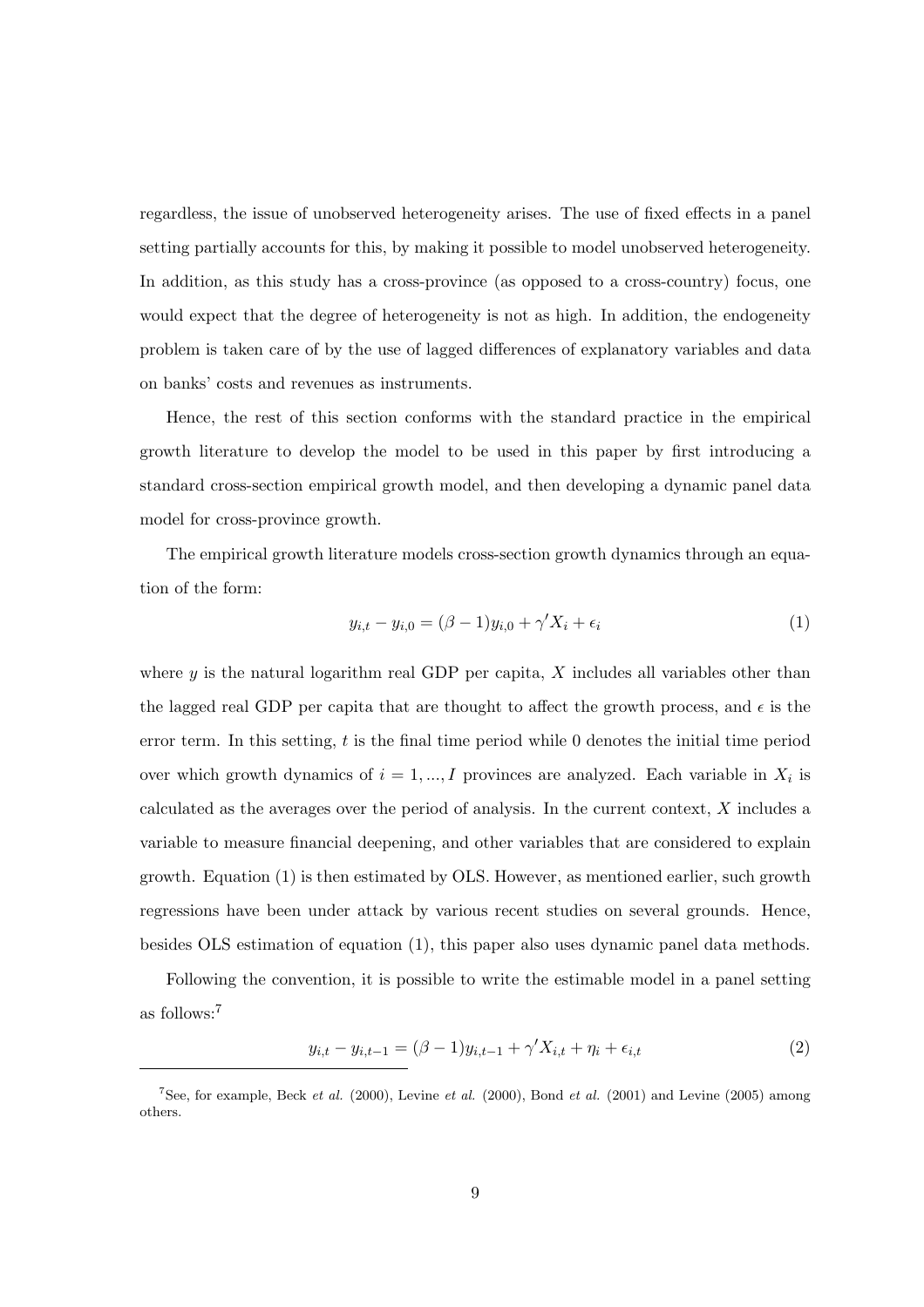regardless, the issue of unobserved heterogeneity arises. The use of fixed effects in a panel setting partially accounts for this, by making it possible to model unobserved heterogeneity. In addition, as this study has a cross-province (as opposed to a cross-country) focus, one would expect that the degree of heterogeneity is not as high. In addition, the endogeneity problem is taken care of by the use of lagged differences of explanatory variables and data on banks' costs and revenues as instruments.

Hence, the rest of this section conforms with the standard practice in the empirical growth literature to develop the model to be used in this paper by first introducing a standard cross-section empirical growth model, and then developing a dynamic panel data model for cross-province growth.

The empirical growth literature models cross-section growth dynamics through an equation of the form:

$$y_{i,t} - y_{i,0} = (\beta - 1)y_{i,0} + \gamma' X_i + \epsilon_i \tag{1}$$

where $y$ is the natural logarithm real GDP per capita, $X$ includes all variables other than the lagged real GDP per capita that are thought to affect the growth process, and $\epsilon$ is the error term. In this setting, $t$ is the final time period while 0 denotes the initial time period over which growth dynamics of $i = 1, ..., I$ provinces are analyzed. Each variable in $X_i$ is calculated as the averages over the period of analysis. In the current context, $X$ includes a variable to measure financial deepening, and other variables that are considered to explain growth. Equation (1) is then estimated by OLS. However, as mentioned earlier, such growth regressions have been under attack by various recent studies on several grounds. Hence, besides OLS estimation of equation (1), this paper also uses dynamic panel data methods.

Following the convention, it is possible to write the estimable model in a panel setting as follows:[7]

$$y_{i,t} - y_{i,t-1} = (\beta - 1)y_{i,t-1} + \gamma' X_{i,t} + \eta_i + \epsilon_{i,t} \tag{2}$$

[7] See, for example, Beck *et al.* (2000), Levine *et al.* (2000), Bond *et al.* (2001) and Levine (2005) among others.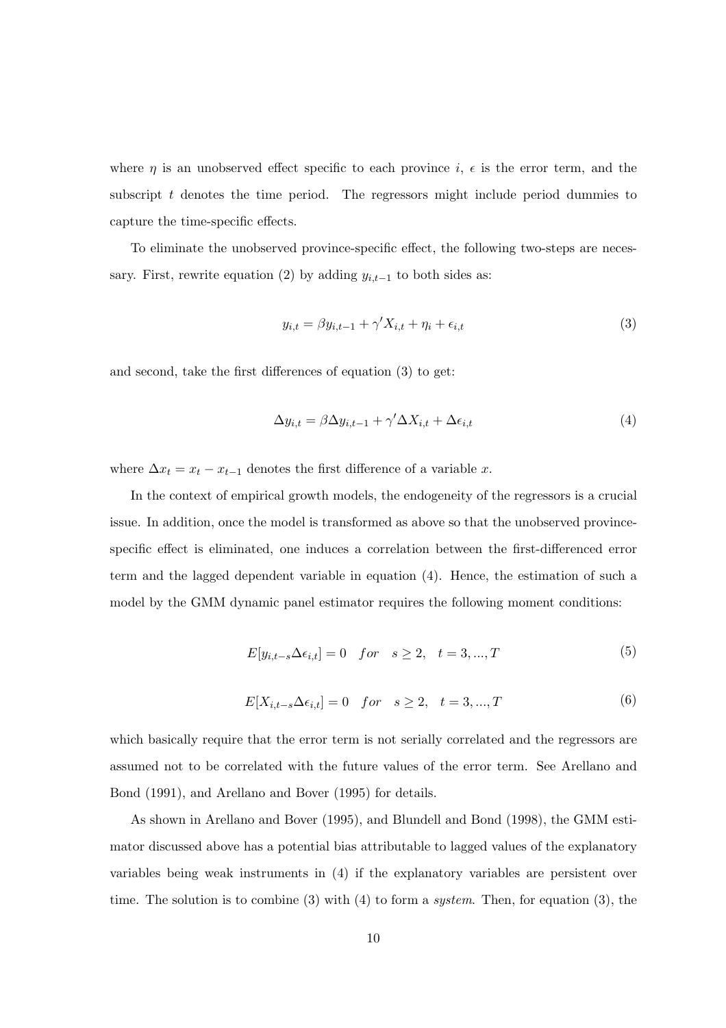where $\eta$ is an unobserved effect specific to each province $i$, $\epsilon$ is the error term, and the subscript $t$ denotes the time period. The regressors might include period dummies to capture the time-specific effects.

To eliminate the unobserved province-specific effect, the following two-steps are necessary. First, rewrite equation (2) by adding $y_{i,t-1}$ to both sides as:

$$y_{i,t} = \beta y_{i,t-1} + \gamma' X_{i,t} + \eta_i + \epsilon_{i,t} \tag{3}$$

and second, take the first differences of equation (3) to get:

$$\Delta y_{i,t} = \beta \Delta y_{i,t-1} + \gamma' \Delta X_{i,t} + \Delta \epsilon_{i,t} \tag{4}$$

where $\Delta x_t = x_t - x_{t-1}$ denotes the first difference of a variable $x$.

In the context of empirical growth models, the endogeneity of the regressors is a crucial issue. In addition, once the model is transformed as above so that the unobserved province-specific effect is eliminated, one induces a correlation between the first-differenced error term and the lagged dependent variable in equation (4). Hence, the estimation of such a model by the GMM dynamic panel estimator requires the following moment conditions:

$$E[y_{i,t-s} \Delta \epsilon_{i,t}] = 0 \quad for \quad s \geq 2, \quad t = 3, ..., T \tag{5}$$

$$E[X_{i,t-s} \Delta \epsilon_{i,t}] = 0 \quad for \quad s \geq 2, \quad t = 3, ..., T \tag{6}$$

which basically require that the error term is not serially correlated and the regressors are assumed not to be correlated with the future values of the error term. See Arellano and Bond (1991), and Arellano and Bover (1995) for details.

As shown in Arellano and Bover (1995), and Blundell and Bond (1998), the GMM estimator discussed above has a potential bias attributable to lagged values of the explanatory variables being weak instruments in (4) if the explanatory variables are persistent over time. The solution is to combine (3) with (4) to form a *system*. Then, for equation (3), the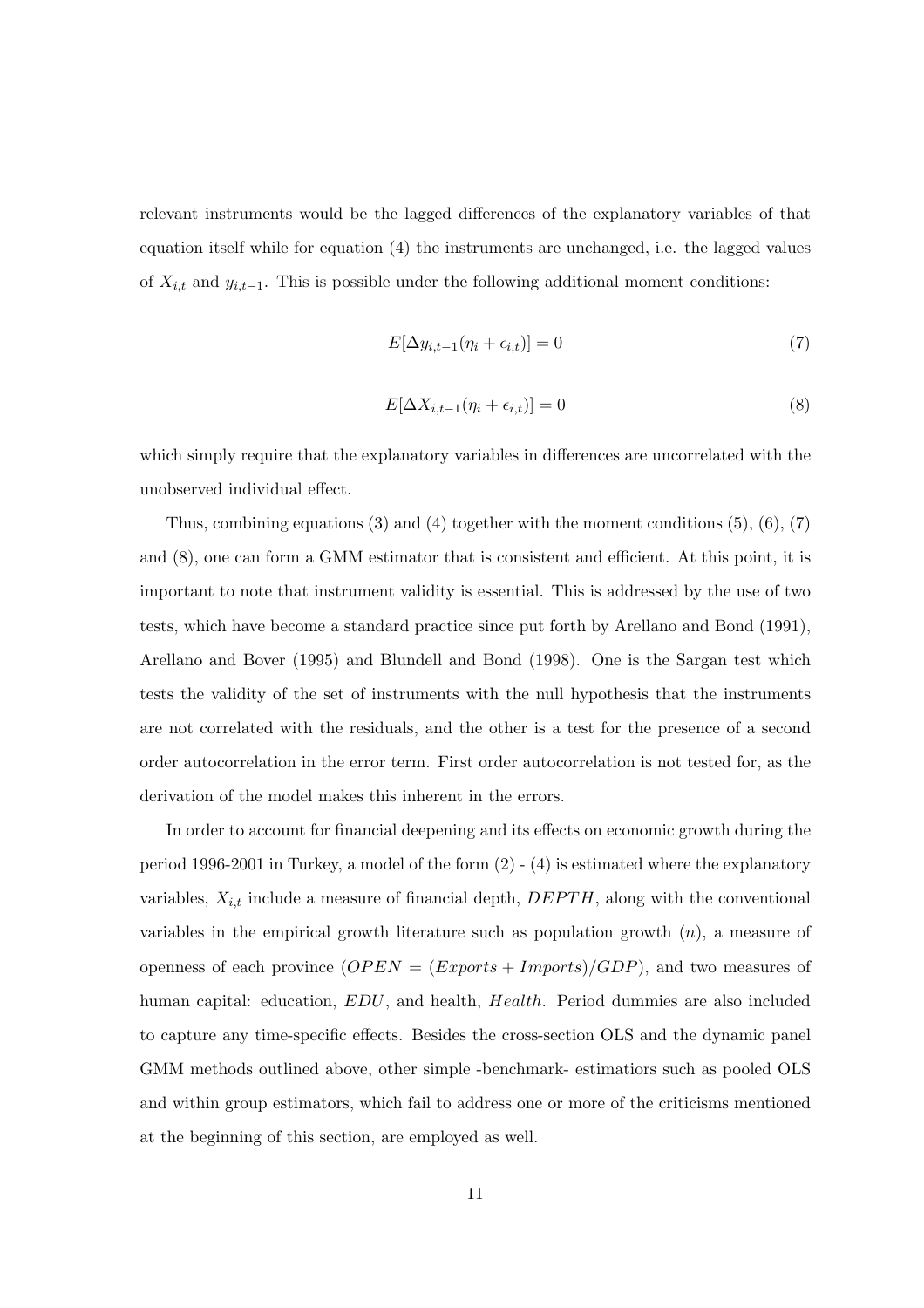relevant instruments would be the lagged differences of the explanatory variables of that equation itself while for equation (4) the instruments are unchanged, i.e. the lagged values of $X_{i,t}$ and $y_{i,t-1}$. This is possible under the following additional moment conditions:

$$E[\Delta y_{i,t-1}(\eta_i + \epsilon_{i,t})] = 0 \tag{7}$$

$$E[\Delta X_{i,t-1}(\eta_i + \epsilon_{i,t})] = 0 \tag{8}$$

which simply require that the explanatory variables in differences are uncorrelated with the unobserved individual effect.

Thus, combining equations (3) and (4) together with the moment conditions (5), (6), (7) and (8), one can form a GMM estimator that is consistent and efficient. At this point, it is important to note that instrument validity is essential. This is addressed by the use of two tests, which have become a standard practice since put forth by Arellano and Bond (1991), Arellano and Bover (1995) and Blundell and Bond (1998). One is the Sargan test which tests the validity of the set of instruments with the null hypothesis that the instruments are not correlated with the residuals, and the other is a test for the presence of a second order autocorrelation in the error term. First order autocorrelation is not tested for, as the derivation of the model makes this inherent in the errors.

In order to account for financial deepening and its effects on economic growth during the period 1996-2001 in Turkey, a model of the form (2) - (4) is estimated where the explanatory variables, $X_{i,t}$ include a measure of financial depth, $DEPTH$, along with the conventional variables in the empirical growth literature such as population growth ($n$), a measure of openness of each province ($OPEN = (Exports + Imports)/GDP$), and two measures of human capital: education, $EDU$, and health, $Health$. Period dummies are also included to capture any time-specific effects. Besides the cross-section OLS and the dynamic panel GMM methods outlined above, other simple -benchmark- estimatiors such as pooled OLS and within group estimators, which fail to address one or more of the criticisms mentioned at the beginning of this section, are employed as well.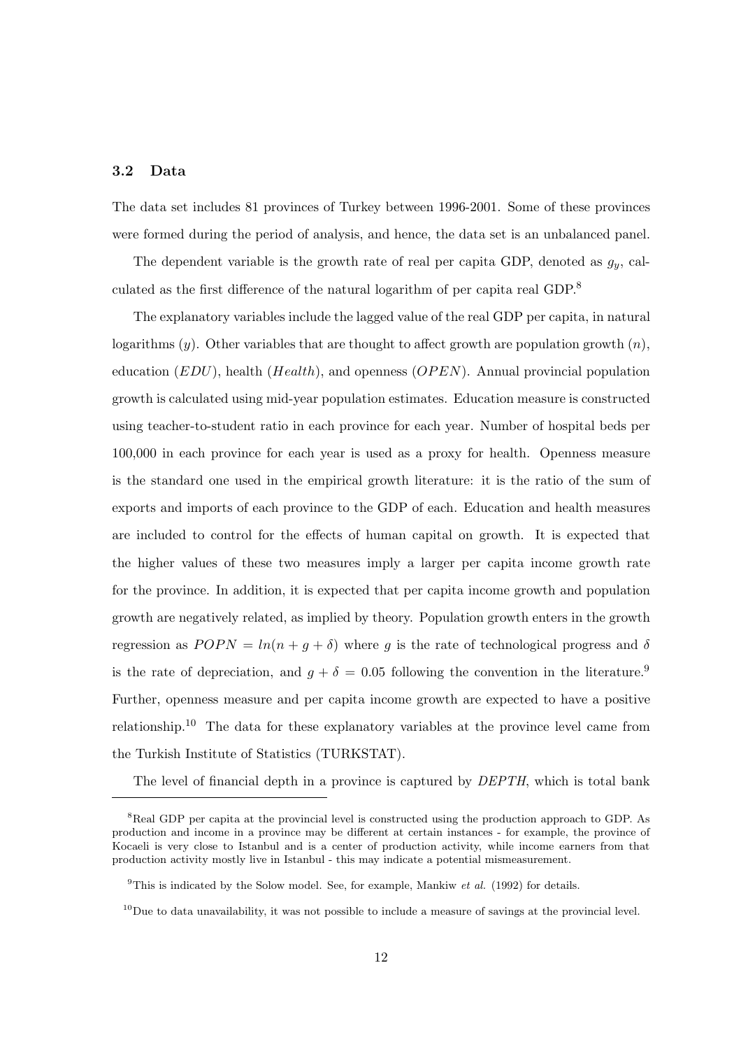### 3.2 Data

The data set includes 81 provinces of Turkey between 1996-2001. Some of these provinces were formed during the period of analysis, and hence, the data set is an unbalanced panel.

The dependent variable is the growth rate of real per capita GDP, denoted as $g_y$, calculated as the first difference of the natural logarithm of per capita real GDP.[8]

The explanatory variables include the lagged value of the real GDP per capita, in natural logarithms ($y$). Other variables that are thought to affect growth are population growth ($n$), education ($EDU$), health ($Health$), and openness ($OPEN$). Annual provincial population growth is calculated using mid-year population estimates. Education measure is constructed using teacher-to-student ratio in each province for each year. Number of hospital beds per 100,000 in each province for each year is used as a proxy for health. Openness measure is the standard one used in the empirical growth literature: it is the ratio of the sum of exports and imports of each province to the GDP of each. Education and health measures are included to control for the effects of human capital on growth. It is expected that the higher values of these two measures imply a larger per capita income growth rate for the province. In addition, it is expected that per capita income growth and population growth are negatively related, as implied by theory. Population growth enters in the growth regression as $POPN = ln(n + g + \delta)$ where $g$ is the rate of technological progress and $\delta$ is the rate of depreciation, and $g + \delta = 0.05$ following the convention in the literature.[9] Further, openness measure and per capita income growth are expected to have a positive relationship.[10] The data for these explanatory variables at the province level came from the Turkish Institute of Statistics (TURKSTAT).

The level of financial depth in a province is captured by *DEPTH*, which is total bank

---

[8] Real GDP per capita at the provincial level is constructed using the production approach to GDP. As production and income in a province may be different at certain instances - for example, the province of Kocaeli is very close to Istanbul and is a center of production activity, while income earners from that production activity mostly live in Istanbul - this may indicate a potential mismeasurement.

[9] This is indicated by the Solow model. See, for example, Mankiw *et al.* (1992) for details.

[10] Due to data unavailability, it was not possible to include a measure of savings at the provincial level.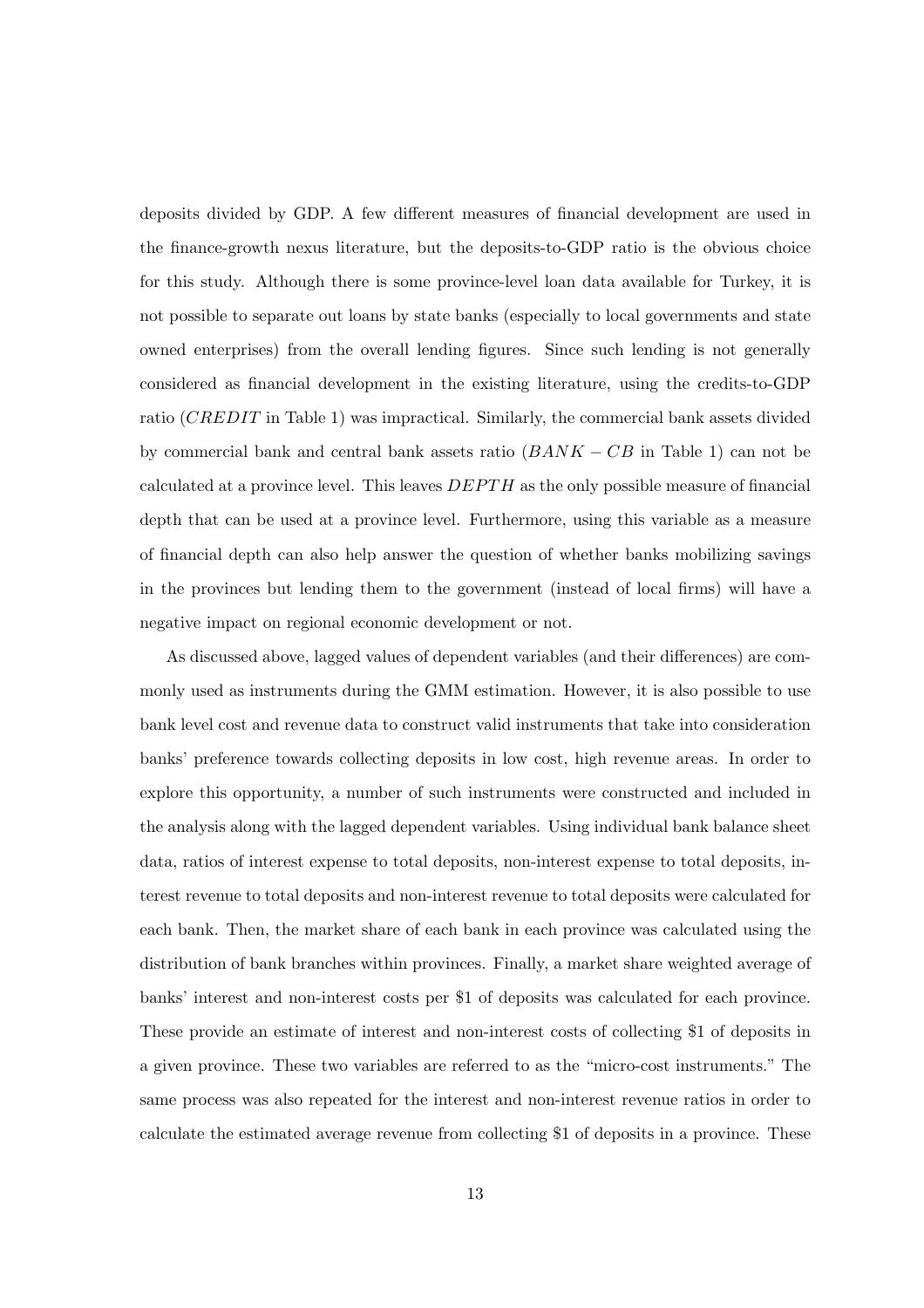deposits divided by GDP. A few different measures of financial development are used in the finance-growth nexus literature, but the deposits-to-GDP ratio is the obvious choice for this study. Although there is some province-level loan data available for Turkey, it is not possible to separate out loans by state banks (especially to local governments and state owned enterprises) from the overall lending figures. Since such lending is not generally considered as financial development in the existing literature, using the credits-to-GDP ratio ($CREDIT$ in Table 1) was impractical. Similarly, the commercial bank assets divided by commercial bank and central bank assets ratio ($BANK - CB$ in Table 1) can not be calculated at a province level. This leaves $DEPTH$ as the only possible measure of financial depth that can be used at a province level. Furthermore, using this variable as a measure of financial depth can also help answer the question of whether banks mobilizing savings in the provinces but lending them to the government (instead of local firms) will have a negative impact on regional economic development or not.

As discussed above, lagged values of dependent variables (and their differences) are commonly used as instruments during the GMM estimation. However, it is also possible to use bank level cost and revenue data to construct valid instruments that take into consideration banks' preference towards collecting deposits in low cost, high revenue areas. In order to explore this opportunity, a number of such instruments were constructed and included in the analysis along with the lagged dependent variables. Using individual bank balance sheet data, ratios of interest expense to total deposits, non-interest expense to total deposits, interest revenue to total deposits and non-interest revenue to total deposits were calculated for each bank. Then, the market share of each bank in each province was calculated using the distribution of bank branches within provinces. Finally, a market share weighted average of banks' interest and non-interest costs per \$1 of deposits was calculated for each province. These provide an estimate of interest and non-interest costs of collecting \$1 of deposits in a given province. These two variables are referred to as the "micro-cost instruments." The same process was also repeated for the interest and non-interest revenue ratios in order to calculate the estimated average revenue from collecting \$1 of deposits in a province. These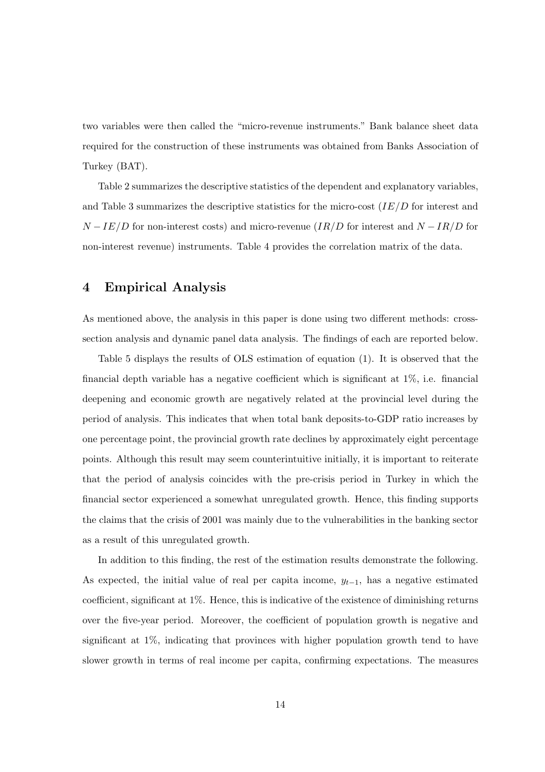two variables were then called the "micro-revenue instruments." Bank balance sheet data required for the construction of these instruments was obtained from Banks Association of Turkey (BAT).

Table 2 summarizes the descriptive statistics of the dependent and explanatory variables, and Table 3 summarizes the descriptive statistics for the micro-cost ($IE/D$ for interest and $N-IE/D$ for non-interest costs) and micro-revenue ($IR/D$ for interest and $N-IR/D$ for non-interest revenue) instruments. Table 4 provides the correlation matrix of the data.

## 4 Empirical Analysis

As mentioned above, the analysis in this paper is done using two different methods: cross-section analysis and dynamic panel data analysis. The findings of each are reported below.

Table 5 displays the results of OLS estimation of equation (1). It is observed that the financial depth variable has a negative coefficient which is significant at 1%, i.e. financial deepening and economic growth are negatively related at the provincial level during the period of analysis. This indicates that when total bank deposits-to-GDP ratio increases by one percentage point, the provincial growth rate declines by approximately eight percentage points. Although this result may seem counterintuitive initially, it is important to reiterate that the period of analysis coincides with the pre-crisis period in Turkey in which the financial sector experienced a somewhat unregulated growth. Hence, this finding supports the claims that the crisis of 2001 was mainly due to the vulnerabilities in the banking sector as a result of this unregulated growth.

In addition to this finding, the rest of the estimation results demonstrate the following. As expected, the initial value of real per capita income, $y_{t-1}$, has a negative estimated coefficient, significant at 1%. Hence, this is indicative of the existence of diminishing returns over the five-year period. Moreover, the coefficient of population growth is negative and significant at 1%, indicating that provinces with higher population growth tend to have slower growth in terms of real income per capita, confirming expectations. The measures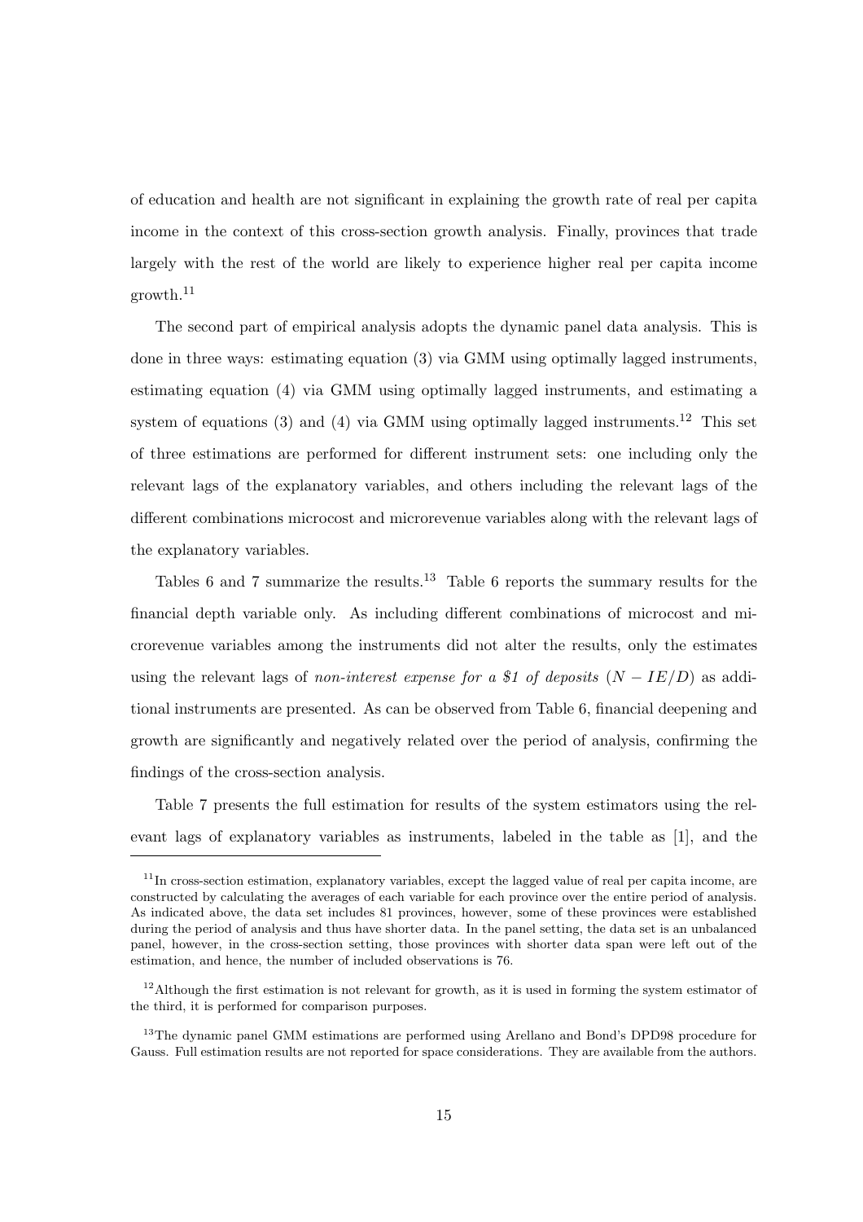of education and health are not significant in explaining the growth rate of real per capita income in the context of this cross-section growth analysis. Finally, provinces that trade largely with the rest of the world are likely to experience higher real per capita income growth.[11]

The second part of empirical analysis adopts the dynamic panel data analysis. This is done in three ways: estimating equation (3) via GMM using optimally lagged instruments, estimating equation (4) via GMM using optimally lagged instruments, and estimating a system of equations (3) and (4) via GMM using optimally lagged instruments.[12] This set of three estimations are performed for different instrument sets: one including only the relevant lags of the explanatory variables, and others including the relevant lags of the different combinations microcost and microrevenue variables along with the relevant lags of the explanatory variables.

Tables 6 and 7 summarize the results.[13] Table 6 reports the summary results for the financial depth variable only. As including different combinations of microcost and microrevenue variables among the instruments did not alter the results, only the estimates using the relevant lags of *non-interest expense for a \$1 of deposits* ($N-IE/D$) as additional instruments are presented. As can be observed from Table 6, financial deepening and growth are significantly and negatively related over the period of analysis, confirming the findings of the cross-section analysis.

Table 7 presents the full estimation for results of the system estimators using the relevant lags of explanatory variables as instruments, labeled in the table as [1], and the

---

[11] In cross-section estimation, explanatory variables, except the lagged value of real per capita income, are constructed by calculating the averages of each variable for each province over the entire period of analysis. As indicated above, the data set includes 81 provinces, however, some of these provinces were established during the period of analysis and thus have shorter data. In the panel setting, the data set is an unbalanced panel, however, in the cross-section setting, those provinces with shorter data span were left out of the estimation, and hence, the number of included observations is 76.

[12] Although the first estimation is not relevant for growth, as it is used in forming the system estimator of the third, it is performed for comparison purposes.

[13] The dynamic panel GMM estimations are performed using Arellano and Bond's DPD98 procedure for Gauss. Full estimation results are not reported for space considerations. They are available from the authors.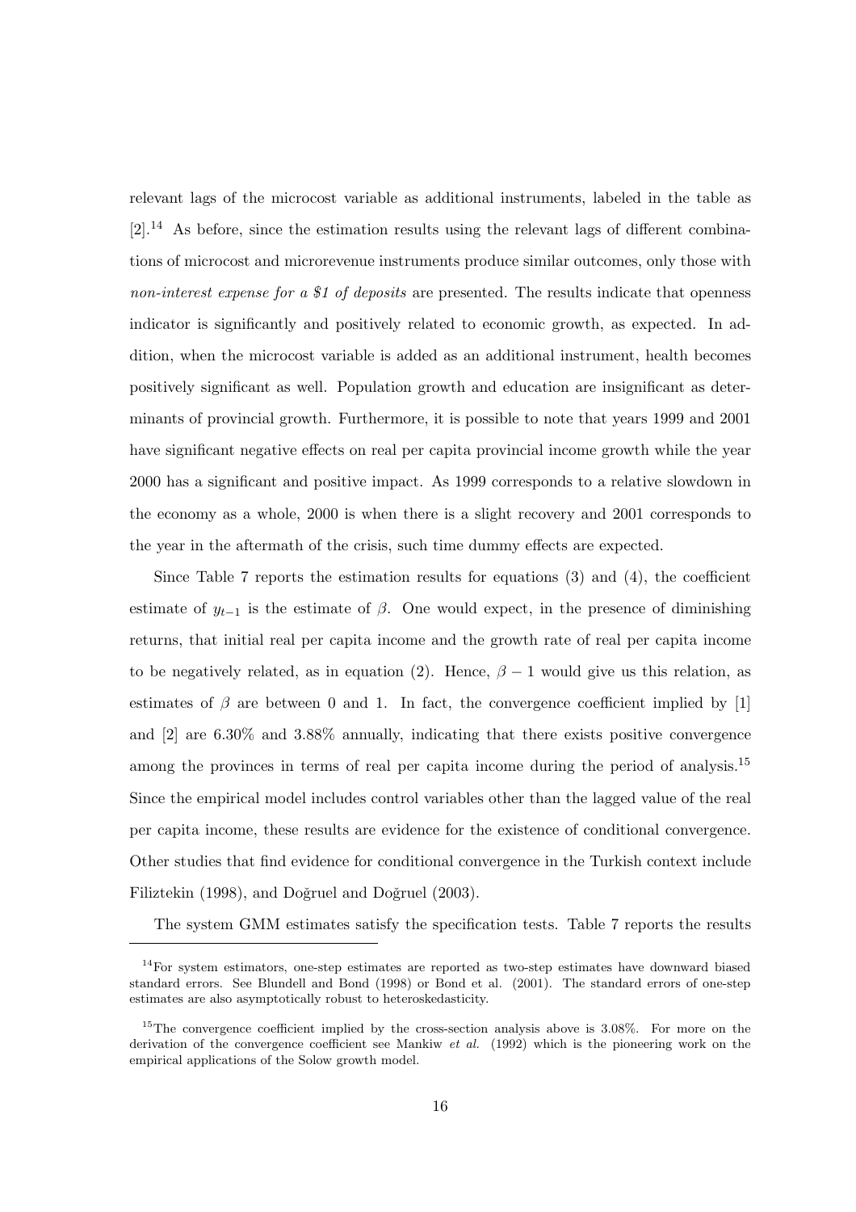relevant lags of the microcost variable as additional instruments, labeled in the table as [2].[14] As before, since the estimation results using the relevant lags of different combinations of microcost and microrevenue instruments produce similar outcomes, only those with *non-interest expense for a $1 of deposits* are presented. The results indicate that openness indicator is significantly and positively related to economic growth, as expected. In addition, when the microcost variable is added as an additional instrument, health becomes positively significant as well. Population growth and education are insignificant as determinants of provincial growth. Furthermore, it is possible to note that years 1999 and 2001 have significant negative effects on real per capita provincial income growth while the year 2000 has a significant and positive impact. As 1999 corresponds to a relative slowdown in the economy as a whole, 2000 is when there is a slight recovery and 2001 corresponds to the year in the aftermath of the crisis, such time dummy effects are expected.

Since Table 7 reports the estimation results for equations (3) and (4), the coefficient estimate of $y_{t-1}$ is the estimate of $\beta$. One would expect, in the presence of diminishing returns, that initial real per capita income and the growth rate of real per capita income to be negatively related, as in equation (2). Hence, $\beta - 1$ would give us this relation, as estimates of $\beta$ are between 0 and 1. In fact, the convergence coefficient implied by [1] and [2] are 6.30% and 3.88% annually, indicating that there exists positive convergence among the provinces in terms of real per capita income during the period of analysis.[15] Since the empirical model includes control variables other than the lagged value of the real per capita income, these results are evidence for the existence of conditional convergence. Other studies that find evidence for conditional convergence in the Turkish context include Filiztekin (1998), and Doğruel and Doğruel (2003).

The system GMM estimates satisfy the specification tests. Table 7 reports the results

[14] For system estimators, one-step estimates are reported as two-step estimates have downward biased standard errors. See Blundell and Bond (1998) or Bond et al. (2001). The standard errors of one-step estimates are also asymptotically robust to heteroskedasticity.

[15] The convergence coefficient implied by the cross-section analysis above is 3.08%. For more on the derivation of the convergence coefficient see Mankiw *et al.* (1992) which is the pioneering work on the empirical applications of the Solow growth model.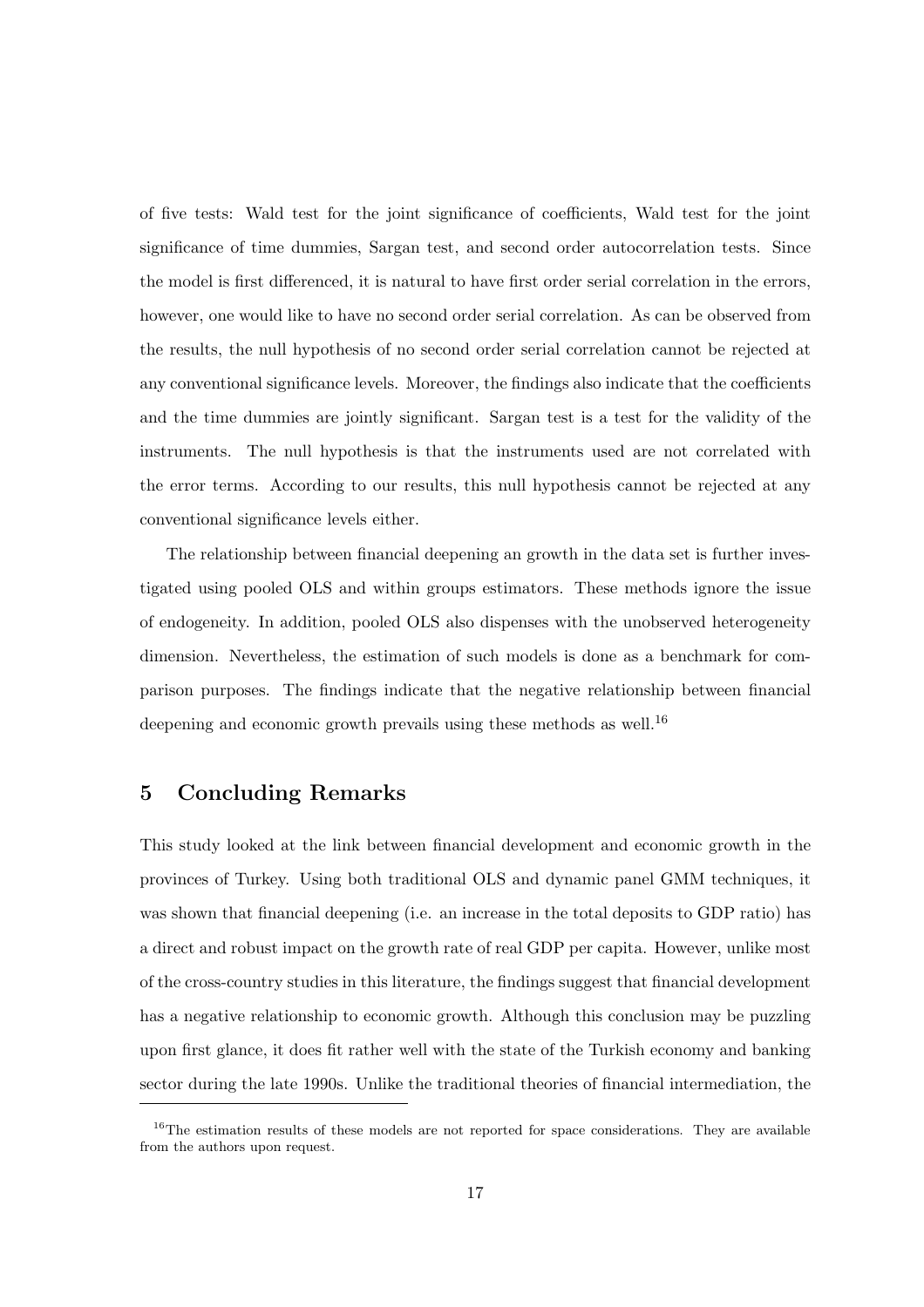of five tests: Wald test for the joint significance of coefficients, Wald test for the joint significance of time dummies, Sargan test, and second order autocorrelation tests. Since the model is first differenced, it is natural to have first order serial correlation in the errors, however, one would like to have no second order serial correlation. As can be observed from the results, the null hypothesis of no second order serial correlation cannot be rejected at any conventional significance levels. Moreover, the findings also indicate that the coefficients and the time dummies are jointly significant. Sargan test is a test for the validity of the instruments. The null hypothesis is that the instruments used are not correlated with the error terms. According to our results, this null hypothesis cannot be rejected at any conventional significance levels either.

The relationship between financial deepening an growth in the data set is further investigated using pooled OLS and within groups estimators. These methods ignore the issue of endogeneity. In addition, pooled OLS also dispenses with the unobserved heterogeneity dimension. Nevertheless, the estimation of such models is done as a benchmark for comparison purposes. The findings indicate that the negative relationship between financial deepening and economic growth prevails using these methods as well.[16]

## 5 Concluding Remarks

This study looked at the link between financial development and economic growth in the provinces of Turkey. Using both traditional OLS and dynamic panel GMM techniques, it was shown that financial deepening (i.e. an increase in the total deposits to GDP ratio) has a direct and robust impact on the growth rate of real GDP per capita. However, unlike most of the cross-country studies in this literature, the findings suggest that financial development has a negative relationship to economic growth. Although this conclusion may be puzzling upon first glance, it does fit rather well with the state of the Turkish economy and banking sector during the late 1990s. Unlike the traditional theories of financial intermediation, the

[16]The estimation results of these models are not reported for space considerations. They are available from the authors upon request.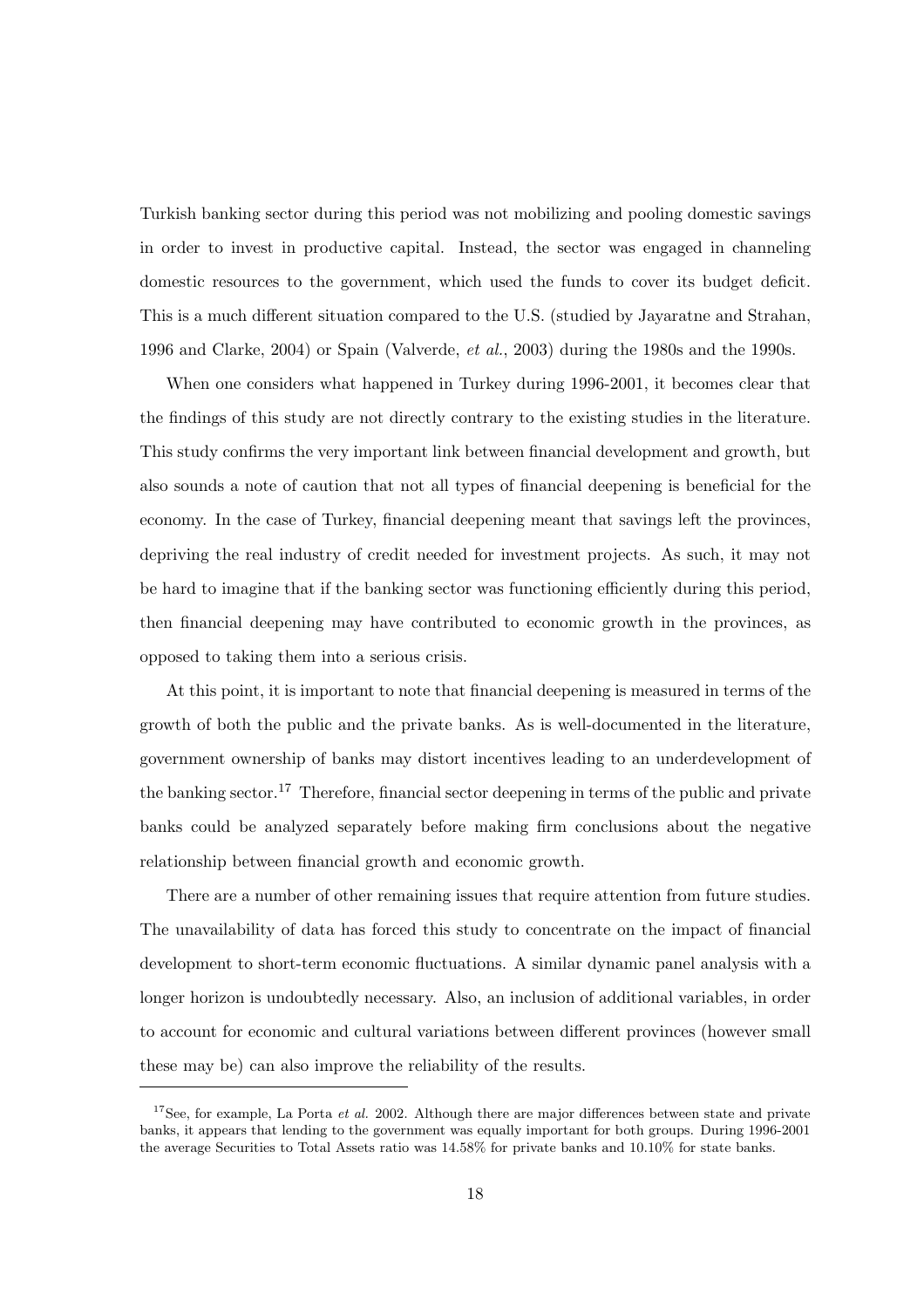Turkish banking sector during this period was not mobilizing and pooling domestic savings in order to invest in productive capital. Instead, the sector was engaged in channeling domestic resources to the government, which used the funds to cover its budget deficit. This is a much different situation compared to the U.S. (studied by Jayaratne and Strahan, 1996 and Clarke, 2004) or Spain (Valverde, *et al.*, 2003) during the 1980s and the 1990s.

When one considers what happened in Turkey during 1996-2001, it becomes clear that the findings of this study are not directly contrary to the existing studies in the literature. This study confirms the very important link between financial development and growth, but also sounds a note of caution that not all types of financial deepening is beneficial for the economy. In the case of Turkey, financial deepening meant that savings left the provinces, depriving the real industry of credit needed for investment projects. As such, it may not be hard to imagine that if the banking sector was functioning efficiently during this period, then financial deepening may have contributed to economic growth in the provinces, as opposed to taking them into a serious crisis.

At this point, it is important to note that financial deepening is measured in terms of the growth of both the public and the private banks. As is well-documented in the literature, government ownership of banks may distort incentives leading to an underdevelopment of the banking sector.[17] Therefore, financial sector deepening in terms of the public and private banks could be analyzed separately before making firm conclusions about the negative relationship between financial growth and economic growth.

There are a number of other remaining issues that require attention from future studies. The unavailability of data has forced this study to concentrate on the impact of financial development to short-term economic fluctuations. A similar dynamic panel analysis with a longer horizon is undoubtedly necessary. Also, an inclusion of additional variables, in order to account for economic and cultural variations between different provinces (however small these may be) can also improve the reliability of the results.

---

[17] See, for example, La Porta *et al.* 2002. Although there are major differences between state and private banks, it appears that lending to the government was equally important for both groups. During 1996-2001 the average Securities to Total Assets ratio was 14.58% for private banks and 10.10% for state banks.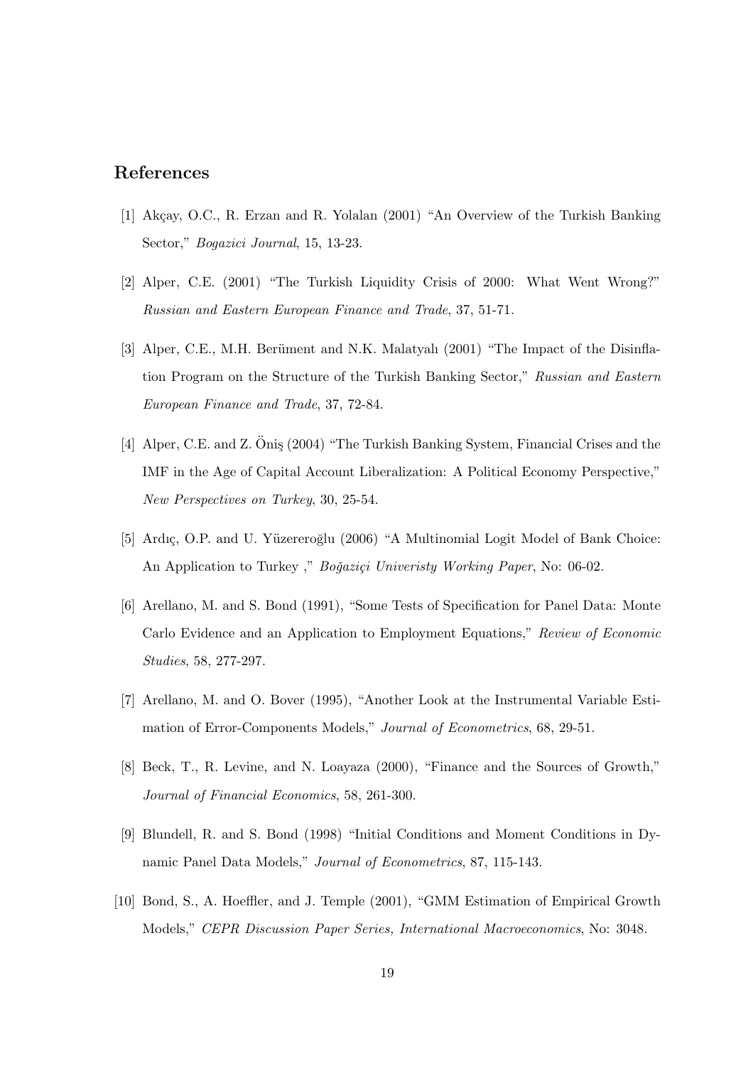## References

[1] Akçay, O.C., R. Erzan and R. Yolalan (2001) "An Overview of the Turkish Banking Sector," *Bogazici Journal*, 15, 13-23.

[2] Alper, C.E. (2001) "The Turkish Liquidity Crisis of 2000: What Went Wrong?" *Russian and Eastern European Finance and Trade*, 37, 51-71.

[3] Alper, C.E., M.H. Berüment and N.K. Malatyalı (2001) "The Impact of the Disinflation Program on the Structure of the Turkish Banking Sector," *Russian and Eastern European Finance and Trade*, 37, 72-84.

[4] Alper, C.E. and Z. Öniş (2004) "The Turkish Banking System, Financial Crises and the IMF in the Age of Capital Account Liberalization: A Political Economy Perspective," *New Perspectives on Turkey*, 30, 25-54.

[5] Ardıç, O.P. and U. Yüzereroğlu (2006) "A Multinomial Logit Model of Bank Choice: An Application to Turkey ," *Boğaziçi Univeristy Working Paper*, No: 06-02.

[6] Arellano, M. and S. Bond (1991), "Some Tests of Specification for Panel Data: Monte Carlo Evidence and an Application to Employment Equations," *Review of Economic Studies*, 58, 277-297.

[7] Arellano, M. and O. Bover (1995), "Another Look at the Instrumental Variable Estimation of Error-Components Models," *Journal of Econometrics*, 68, 29-51.

[8] Beck, T., R. Levine, and N. Loayaza (2000), "Finance and the Sources of Growth," *Journal of Financial Economics*, 58, 261-300.

[9] Blundell, R. and S. Bond (1998) "Initial Conditions and Moment Conditions in Dynamic Panel Data Models," *Journal of Econometrics*, 87, 115-143.

[10] Bond, S., A. Hoeffler, and J. Temple (2001), "GMM Estimation of Empirical Growth Models," *CEPR Discussion Paper Series, International Macroeconomics*, No: 3048.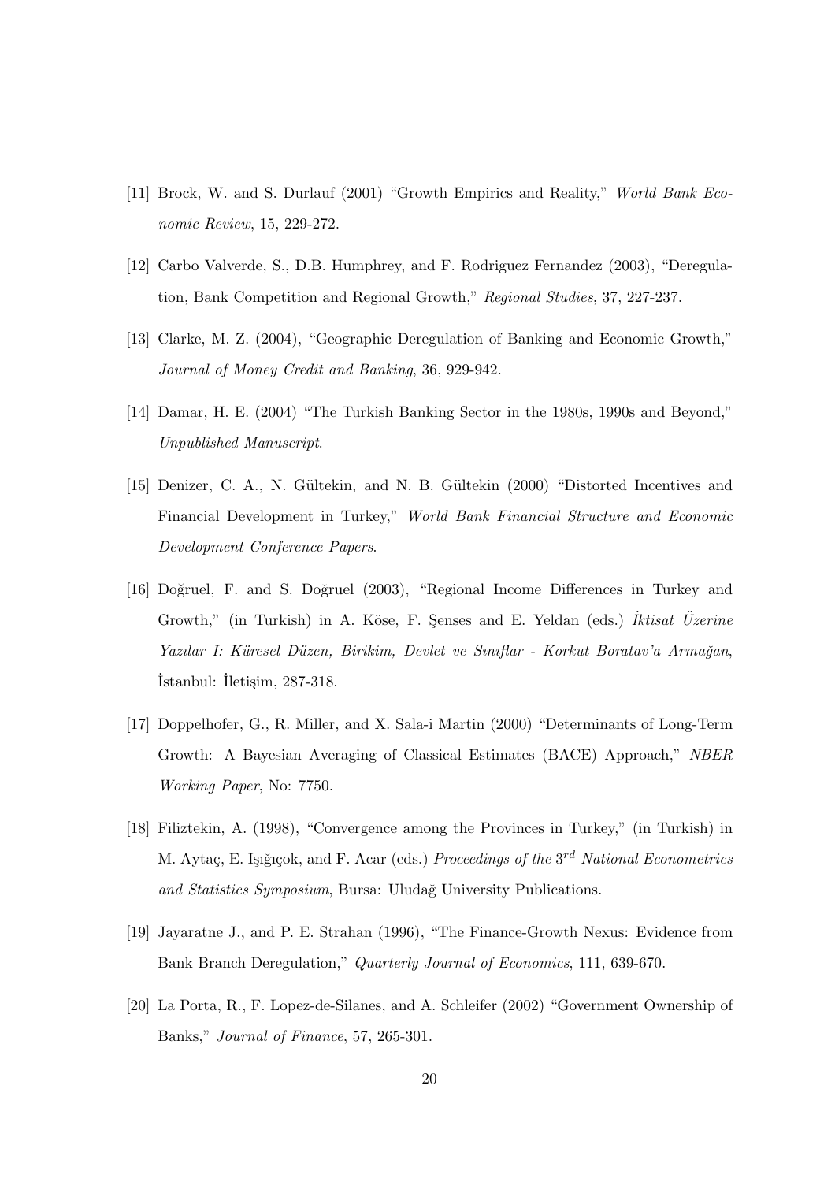[11] Brock, W. and S. Durlauf (2001) "Growth Empirics and Reality," *World Bank Economic Review*, 15, 229-272.

[12] Carbo Valverde, S., D.B. Humphrey, and F. Rodriguez Fernandez (2003), "Deregulation, Bank Competition and Regional Growth," *Regional Studies*, 37, 227-237.

[13] Clarke, M. Z. (2004), "Geographic Deregulation of Banking and Economic Growth," *Journal of Money Credit and Banking*, 36, 929-942.

[14] Damar, H. E. (2004) "The Turkish Banking Sector in the 1980s, 1990s and Beyond," *Unpublished Manuscript*.

[15] Denizer, C. A., N. Gültekin, and N. B. Gültekin (2000) "Distorted Incentives and Financial Development in Turkey," *World Bank Financial Structure and Economic Development Conference Papers*.

[16] Doğruel, F. and S. Doğruel (2003), "Regional Income Differences in Turkey and Growth," (in Turkish) in A. Köse, F. Şenses and E. Yeldan (eds.) *İktisat Üzerine Yazılar I: Küresel Düzen, Birikim, Devlet ve Sınıflar - Korkut Boratav'a Armağan*, İstanbul: İletişim, 287-318.

[17] Doppelhofer, G., R. Miller, and X. Sala-i Martin (2000) "Determinants of Long-Term Growth: A Bayesian Averaging of Classical Estimates (BACE) Approach," *NBER Working Paper*, No: 7750.

[18] Filiztekin, A. (1998), "Convergence among the Provinces in Turkey," (in Turkish) in M. Aytaç, E. Işığıçok, and F. Acar (eds.) *Proceedings of the* $3^{rd}$ *National Econometrics and Statistics Symposium*, Bursa: Uludağ University Publications.

[19] Jayaratne J., and P. E. Strahan (1996), "The Finance-Growth Nexus: Evidence from Bank Branch Deregulation," *Quarterly Journal of Economics*, 111, 639-670.

[20] La Porta, R., F. Lopez-de-Silanes, and A. Schleifer (2002) "Government Ownership of Banks," *Journal of Finance*, 57, 265-301.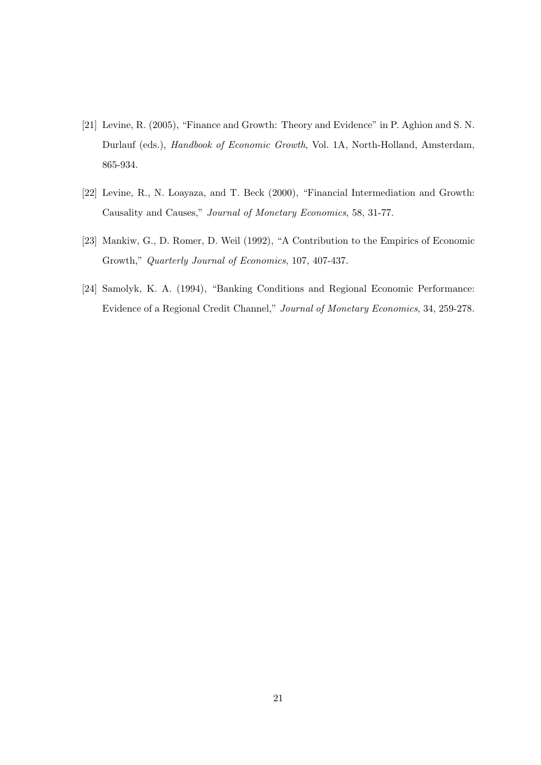[21] Levine, R. (2005), "Finance and Growth: Theory and Evidence" in P. Aghion and S. N. Durlauf (eds.), *Handbook of Economic Growth*, Vol. 1A, North-Holland, Amsterdam, 865-934.

[22] Levine, R., N. Loayaza, and T. Beck (2000), "Financial Intermediation and Growth: Causality and Causes," *Journal of Monetary Economics*, 58, 31-77.

[23] Mankiw, G., D. Romer, D. Weil (1992), "A Contribution to the Empirics of Economic Growth," *Quarterly Journal of Economics*, 107, 407-437.

[24] Samolyk, K. A. (1994), "Banking Conditions and Regional Economic Performance: Evidence of a Regional Credit Channel," *Journal of Monetary Economics*, 34, 259-278.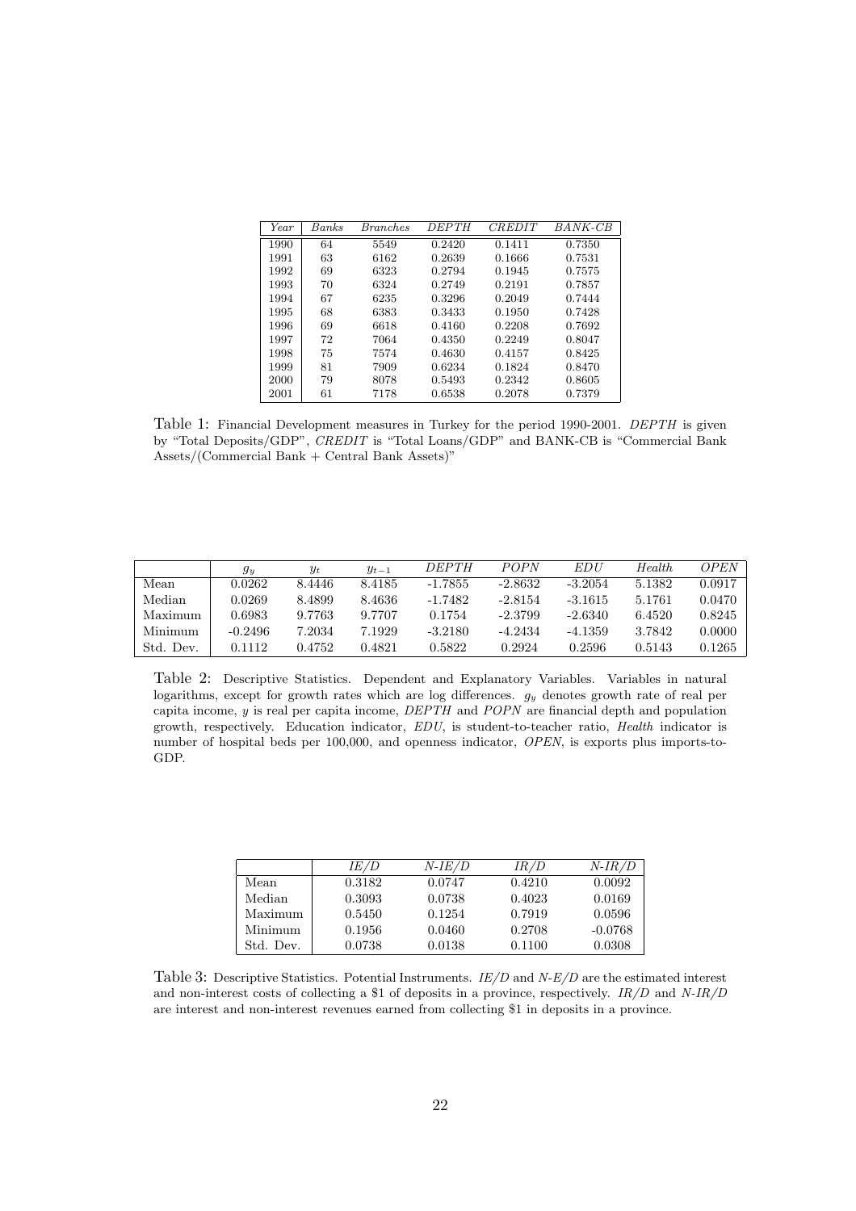| *Year* | *Banks* | *Branches* | *DEPTH* | *CREDIT* | *BANK-CB* |
|---|---|---|---|---|---|
| 1990 | 64 | 5549 | 0.2420 | 0.1411 | 0.7350 |
| 1991 | 63 | 6162 | 0.2639 | 0.1666 | 0.7531 |
| 1992 | 69 | 6323 | 0.2794 | 0.1945 | 0.7575 |
| 1993 | 70 | 6324 | 0.2749 | 0.2191 | 0.7857 |
| 1994 | 67 | 6235 | 0.3296 | 0.2049 | 0.7444 |
| 1995 | 68 | 6383 | 0.3433 | 0.1950 | 0.7428 |
| 1996 | 69 | 6618 | 0.4160 | 0.2208 | 0.7692 |
| 1997 | 72 | 7064 | 0.4350 | 0.2249 | 0.8047 |
| 1998 | 75 | 7574 | 0.4630 | 0.4157 | 0.8425 |
| 1999 | 81 | 7909 | 0.6234 | 0.1824 | 0.8470 |
| 2000 | 79 | 8078 | 0.5493 | 0.2342 | 0.8605 |
| 2001 | 61 | 7178 | 0.6538 | 0.2078 | 0.7379 |

Table 1: Financial Development measures in Turkey for the period 1990-2001. *DEPTH* is given by "Total Deposits/GDP", *CREDIT* is "Total Loans/GDP" and BANK-CB is "Commercial Bank Assets/(Commercial Bank + Central Bank Assets)"

| | $g_y$ | $y_t$ | $y_{t-1}$ | *DEPTH* | *POPN* | *EDU* | *Health* | *OPEN* |
|---|---|---|---|---|---|---|---|---|
| Mean | 0.0262 | 8.4446 | 8.4185 | -1.7855 | -2.8632 | -3.2054 | 5.1382 | 0.0917 |
| Median | 0.0269 | 8.4899 | 8.4636 | -1.7482 | -2.8154 | -3.1615 | 5.1761 | 0.0470 |
| Maximum | 0.6983 | 9.7763 | 9.7707 | 0.1754 | -2.3799 | -2.6340 | 6.4520 | 0.8245 |
| Minimum | -0.2496 | 7.2034 | 7.1929 | -3.2180 | -4.2434 | -4.1359 | 3.7842 | 0.0000 |
| Std. Dev. | 0.1112 | 0.4752 | 0.4821 | 0.5822 | 0.2924 | 0.2596 | 0.5143 | 0.1265 |

Table 2: Descriptive Statistics. Dependent and Explanatory Variables. Variables in natural logarithms, except for growth rates which are log differences. $g_y$ denotes growth rate of real per capita income, $y$ is real per capita income, *DEPTH* and *POPN* are financial depth and population growth, respectively. Education indicator, *EDU*, is student-to-teacher ratio, *Health* indicator is number of hospital beds per 100,000, and openness indicator, *OPEN*, is exports plus imports-to-GDP.

| | *IE/D* | *N-IE/D* | *IR/D* | *N-IR/D* |
|---|---|---|---|---|
| Mean | 0.3182 | 0.0747 | 0.4210 | 0.0092 |
| Median | 0.3093 | 0.0738 | 0.4023 | 0.0169 |
| Maximum | 0.5450 | 0.1254 | 0.7919 | 0.0596 |
| Minimum | 0.1956 | 0.0460 | 0.2708 | -0.0768 |
| Std. Dev. | 0.0738 | 0.0138 | 0.1100 | 0.0308 |

Table 3: Descriptive Statistics. Potential Instruments. *IE/D* and *N-E/D* are the estimated interest and non-interest costs of collecting a \$1 of deposits in a province, respectively. *IR/D* and *N-IR/D* are interest and non-interest revenues earned from collecting \$1 in deposits in a province.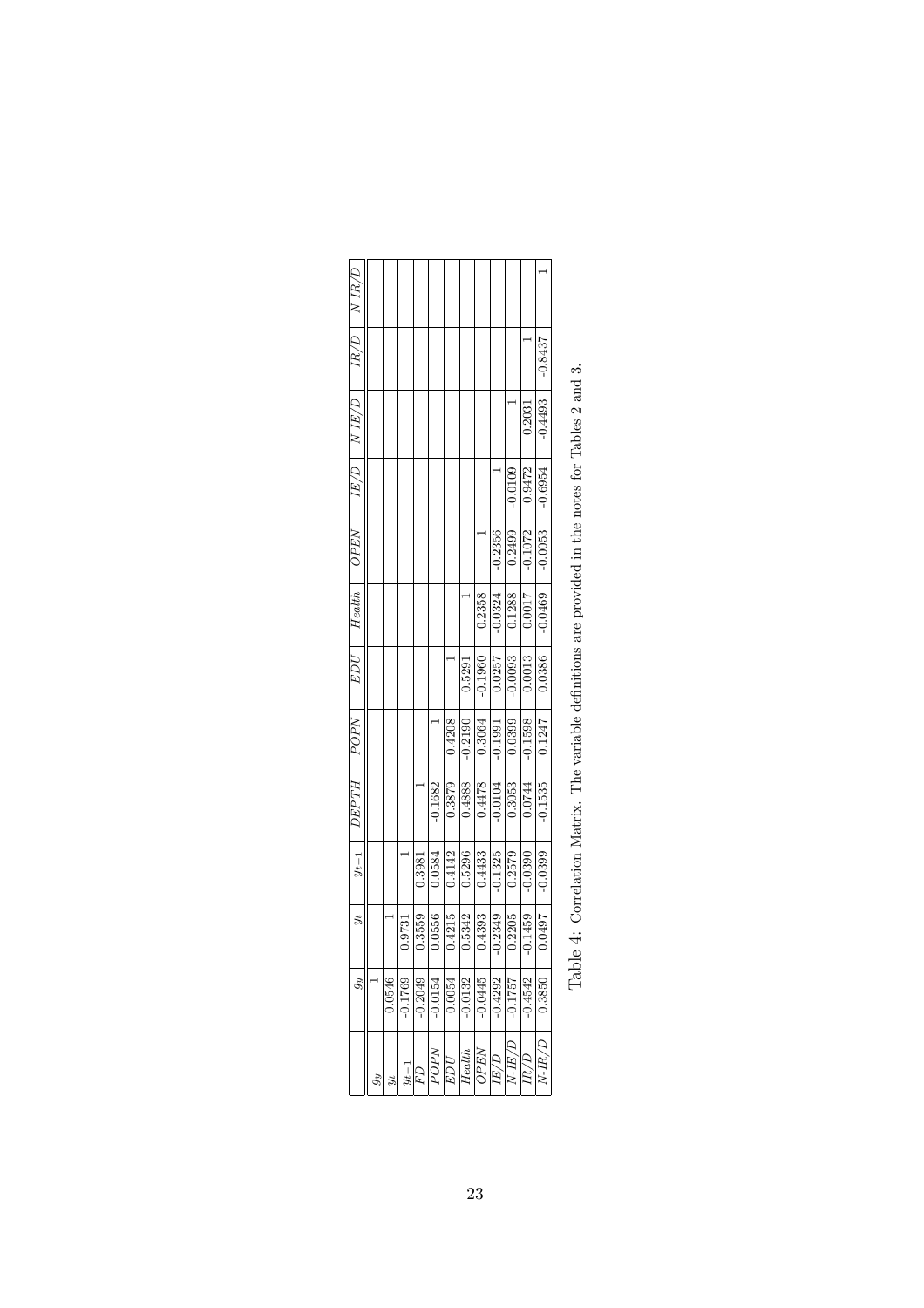|  | $g_y$ | $y_t$ | $y_{t-1}$ | *DEPTH* | *POPN* | *EDU* | *Health* | *OPEN* | *IE/D* | *N-IE/D* | *IR/D* | *N-IR/D* |
|---|---|---|---|---|---|---|---|---|---|---|---|---|
| $g_y$ | 1 |  |  |  |  |  |  |  |  |  |  |  |
| $y_t$ | 0.0546 | 1 |  |  |  |  |  |  |  |  |  |  |
| $y_{t-1}$ | -0.1769 | 0.9731 | 1 |  |  |  |  |  |  |  |  |  |
| *FD* | -0.2049 | 0.3559 | 0.3981 | 1 |  |  |  |  |  |  |  |  |
| *POPN* | -0.0154 | 0.0556 | 0.0584 | -0.1682 | 1 |  |  |  |  |  |  |  |
| *EDU* | 0.0054 | 0.4215 | 0.4142 | 0.3879 | -0.4208 | 1 |  |  |  |  |  |  |
| *Health* | -0.0132 | 0.5342 | 0.5296 | 0.4888 | -0.2190 | 0.5291 | 1 |  |  |  |  |  |
| *OPEN* | -0.0445 | 0.4393 | 0.4433 | 0.4478 | 0.3064 | -0.1960 | 0.2358 | 1 |  |  |  |  |
| *IE/D* | -0.4292 | -0.2349 | -0.1325 | -0.0104 | -0.1991 | 0.0257 | -0.0324 | -0.2356 | 1 |  |  |  |
| *N-IE/D* | -0.1757 | 0.2205 | 0.2579 | 0.3053 | 0.0399 | -0.0093 | 0.1288 | 0.2499 | -0.0109 | 1 |  |  |
| *IR/D* | -0.4542 | -0.1459 | -0.0390 | 0.0744 | -0.1598 | 0.0013 | 0.0017 | -0.1072 | 0.9472 | 0.2031 | 1 |  |
| *N-IR/D* | 0.3850 | 0.0497 | -0.0399 | -0.1535 | 0.1247 | 0.0386 | -0.0469 | -0.0053 | -0.6954 | -0.4493 | -0.8437 | 1 |

Table 4: Correlation Matrix. The variable definitions are provided in the notes for Tables 2 and 3.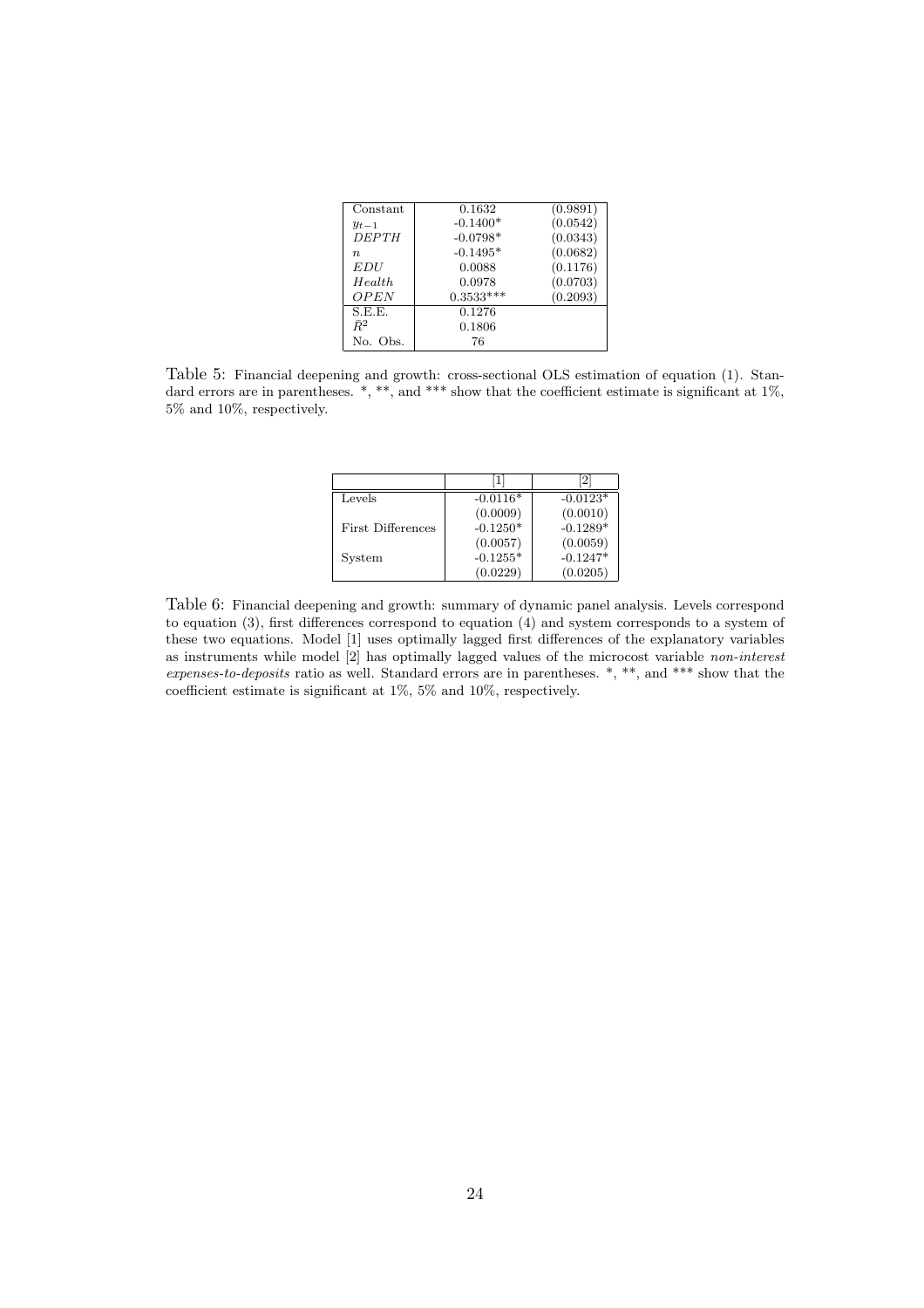| | | |
|---|---|---|
| Constant | 0.1632 | (0.9891) |
| $y_{t-1}$ | -0.1400* | (0.0542) |
| *DEPTH* | -0.0798* | (0.0343) |
| $n$ | -0.1495* | (0.0682) |
| *EDU* | 0.0088 | (0.1176) |
| *Health* | 0.0978 | (0.0703) |
| *OPEN* | 0.3533*** | (0.2093) |
| S.E.E. | 0.1276 | |
| $\bar{R}^2$ | 0.1806 | |
| No. Obs. | 76 | |

Table 5: Financial deepening and growth: cross-sectional OLS estimation of equation (1). Standard errors are in parentheses. *, **, and *** show that the coefficient estimate is significant at 1%, 5% and 10%, respectively.

| | [1] | [2] |
|---|---|---|
| Levels | -0.0116* | -0.0123* |
| | (0.0009) | (0.0010) |
| First Differences | -0.1250* | -0.1289* |
| | (0.0057) | (0.0059) |
| System | -0.1255* | -0.1247* |
| | (0.0229) | (0.0205) |

Table 6: Financial deepening and growth: summary of dynamic panel analysis. Levels correspond to equation (3), first differences correspond to equation (4) and system corresponds to a system of these two equations. Model [1] uses optimally lagged first differences of the explanatory variables as instruments while model [2] has optimally lagged values of the microcost variable *non-interest expenses-to-deposits* ratio as well. Standard errors are in parentheses. *, **, and *** show that the coefficient estimate is significant at 1%, 5% and 10%, respectively.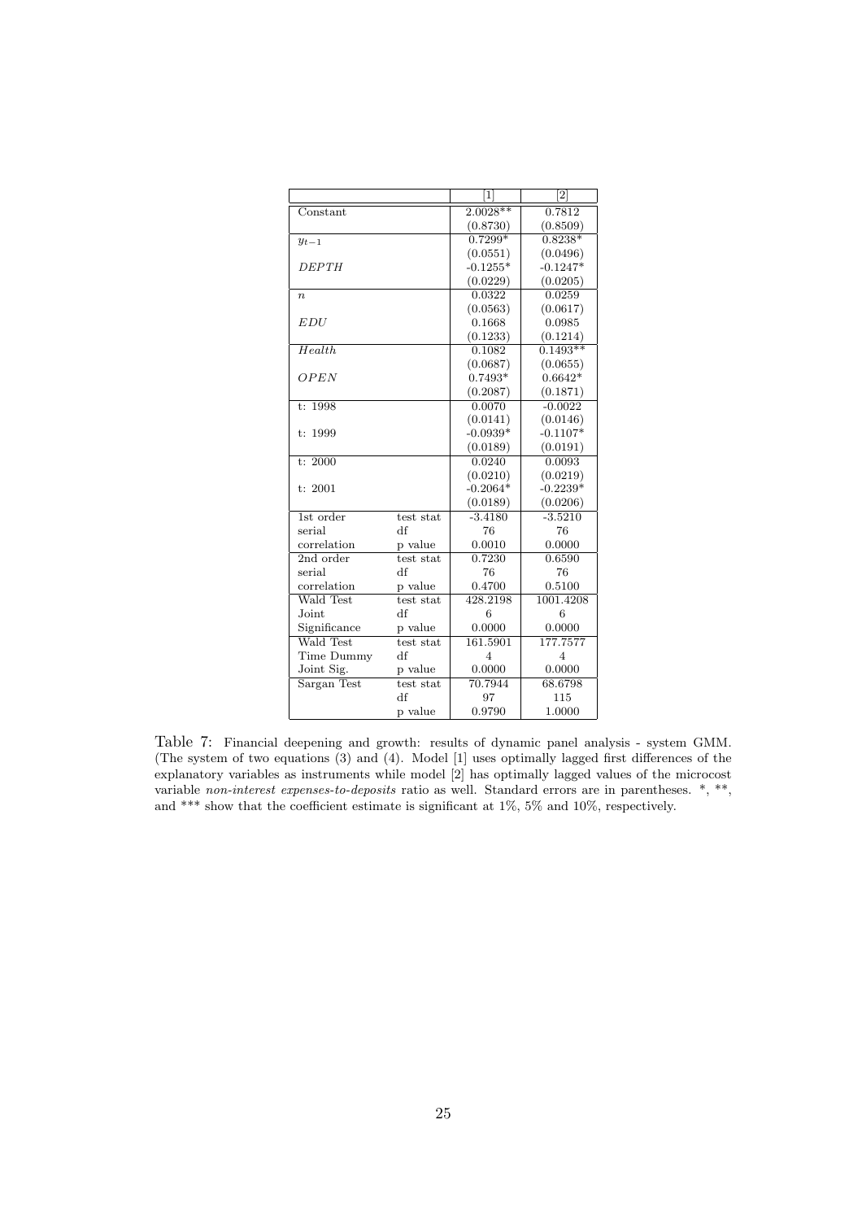| | | [1] | [2] |
|---|---|---|---|
| Constant | | 2.0028** | 0.7812 |
| | | (0.8730) | (0.8509) |
| $y_{t-1}$ | | 0.7299* | 0.8238* |
| | | (0.0551) | (0.0496) |
| *DEPTH* | | -0.1255* | -0.1247* |
| | | (0.0229) | (0.0205) |
| $n$ | | 0.0322 | 0.0259 |
| | | (0.0563) | (0.0617) |
| *EDU* | | 0.1668 | 0.0985 |
| | | (0.1233) | (0.1214) |
| *Health* | | 0.1082 | 0.1493** |
| | | (0.0687) | (0.0655) |
| *OPEN* | | 0.7493* | 0.6642* |
| | | (0.2087) | (0.1871) |
| t: 1998 | | 0.0070 | -0.0022 |
| | | (0.0141) | (0.0146) |
| t: 1999 | | -0.0939* | -0.1107* |
| | | (0.0189) | (0.0191) |
| t: 2000 | | 0.0240 | 0.0093 |
| | | (0.0210) | (0.0219) |
| t: 2001 | | -0.2064* | -0.2239* |
| | | (0.0189) | (0.0206) |
| 1st order | test stat | -3.4180 | -3.5210 |
| serial | df | 76 | 76 |
| correlation | p value | 0.0010 | 0.0000 |
| 2nd order | test stat | 0.7230 | 0.6590 |
| serial | df | 76 | 76 |
| correlation | p value | 0.4700 | 0.5100 |
| Wald Test | test stat | 428.2198 | 1001.4208 |
| Joint | df | 6 | 6 |
| Significance | p value | 0.0000 | 0.0000 |
| Wald Test | test stat | 161.5901 | 177.7577 |
| Time Dummy | df | 4 | 4 |
| Joint Sig. | p value | 0.0000 | 0.0000 |
| Sargan Test | test stat | 70.7944 | 68.6798 |
| | df | 97 | 115 |
| | p value | 0.9790 | 1.0000 |

Table 7: Financial deepening and growth: results of dynamic panel analysis - system GMM. (The system of two equations (3) and (4). Model [1] uses optimally lagged first differences of the explanatory variables as instruments while model [2] has optimally lagged values of the microcost variable *non-interest expenses-to-deposits* ratio as well. Standard errors are in parentheses. *, **, and *** show that the coefficient estimate is significant at 1%, 5% and 10%, respectively.